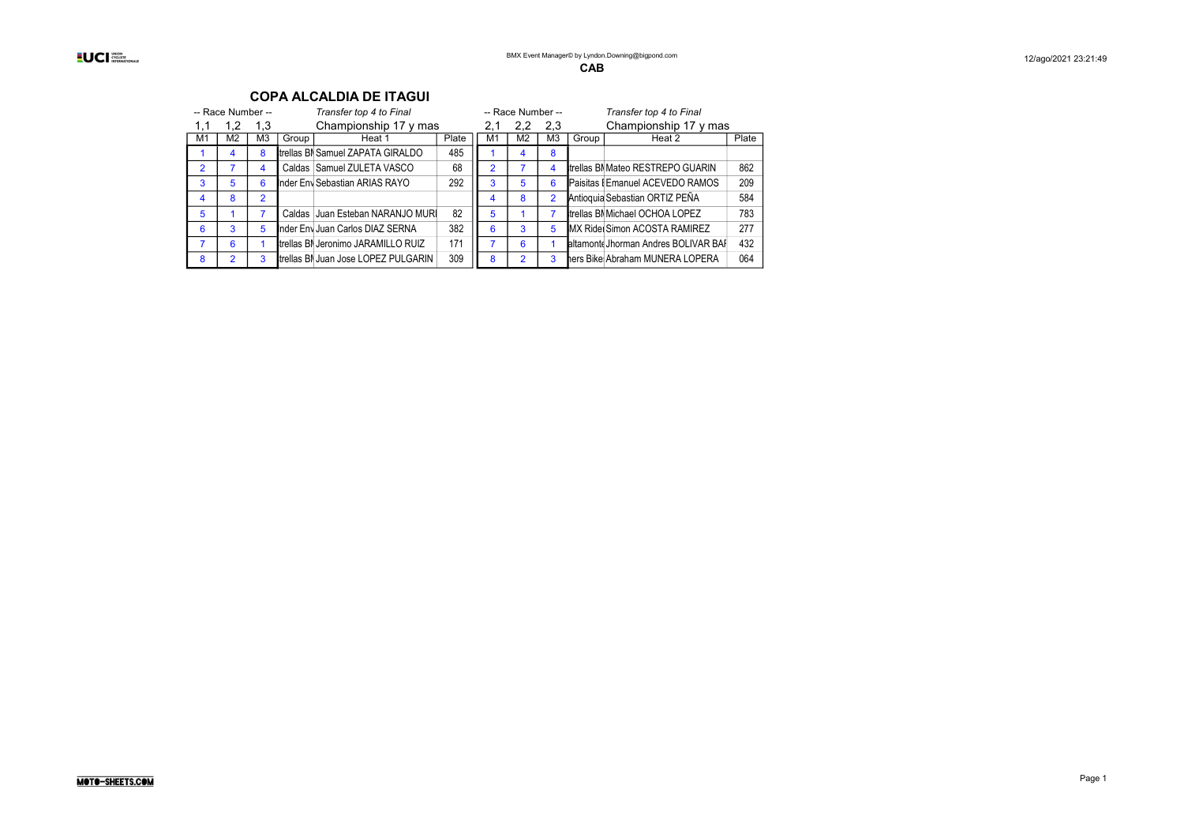CAB

## COPA ALCALDIA DE ITAGUI

| -- Race Number -- | | | | *Transfer top 4 to Final* | | -- Race Number -- | | | | *Transfer top 4 to Final* | |
|---|---|---|---|---|---|---|---|---|---|---|---|
| 1,1 | 1,2 | 1,3 | | Championship 17 y mas | | 2,1 | 2,2 | 2,3 | | Championship 17 y mas | |
| M1 | M2 | M3 | Group | Heat 1 | Plate | M1 | M2 | M3 | Group | Heat 2 | Plate |
| 1 | 4 | 8 | trellas B | Samuel ZAPATA GIRALDO | 485 | 1 | 4 | 8 | | | |
| 2 | 7 | 4 | Caldas | Samuel ZULETA VASCO | 68 | 2 | 7 | 4 | trellas B | Mateo RESTREPO GUARIN | 862 |
| 3 | 5 | 6 | nder Env | Sebastian ARIAS RAYO | 292 | 3 | 5 | 6 | Paisitas | Emanuel ACEVEDO RAMOS | 209 |
| 4 | 8 | 2 | | | | 4 | 8 | 2 | Antioquia | Sebastian ORTIZ PEÑA | 584 |
| 5 | 1 | 7 | Caldas | Juan Esteban NARANJO MURI | 82 | 5 | 1 | 7 | trellas B | Michael OCHOA LOPEZ | 783 |
| 6 | 3 | 5 | nder Env | Juan Carlos DIAZ SERNA | 382 | 6 | 3 | 5 | MX Ride | Simon ACOSTA RAMIREZ | 277 |
| 7 | 6 | 1 | trellas B | Jeronimo JARAMILLO RUIZ | 171 | 7 | 6 | 1 | altamont | Jhorman Andres BOLIVAR BA | 432 |
| 8 | 2 | 3 | trellas B | Juan Jose LOPEZ PULGARIN | 309 | 8 | 2 | 3 | ers Bike | Abraham MUNERA LOPERA | 064 |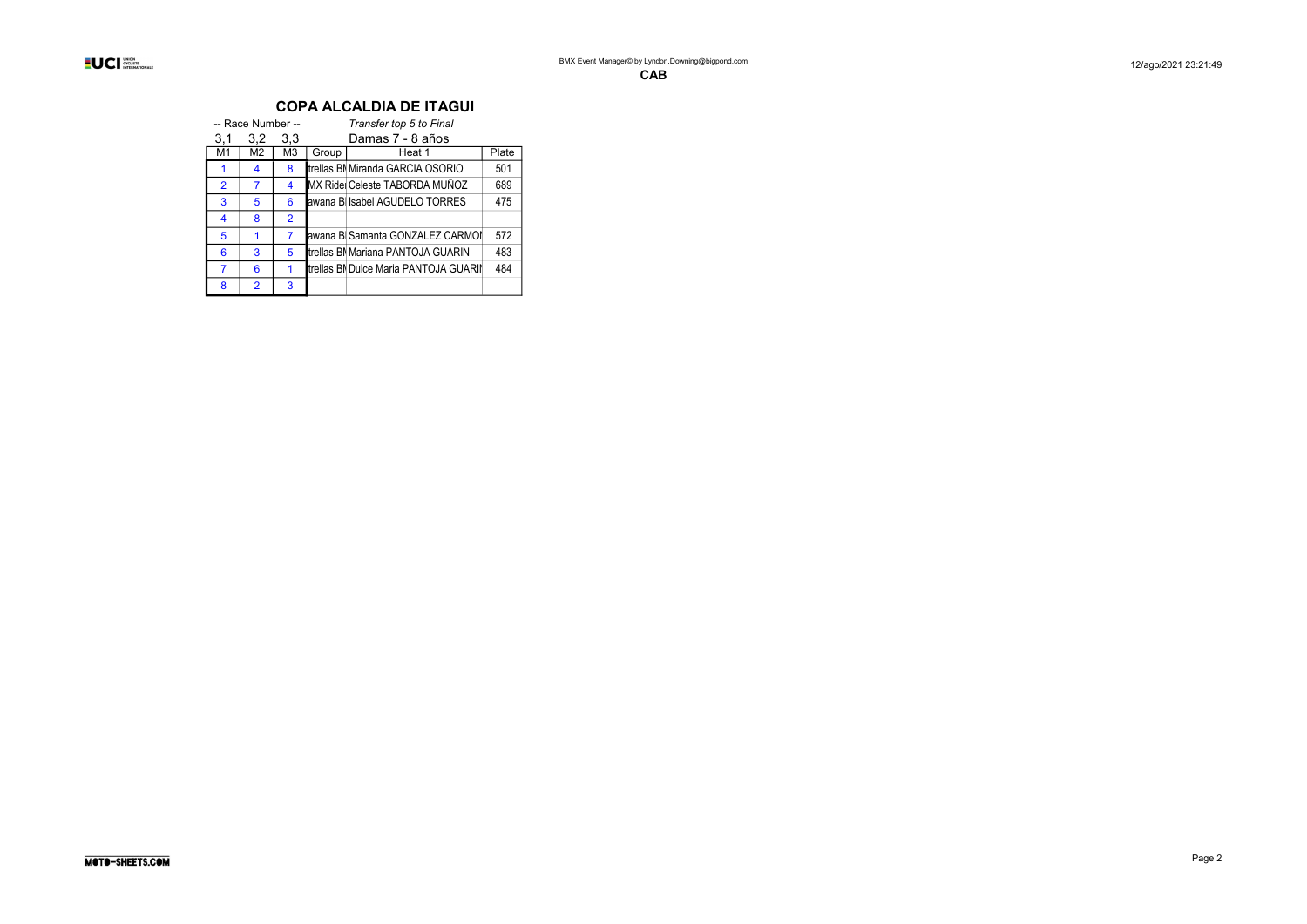**CAB**

## COPA ALCALDIA DE ITAGUI

-- Race Number --

*Transfer top 5 to Final*

Damas 7 - 8 años

| 3,1 | 3,2 | 3,3 | | | |
|---|---|---|---|---|---|
| M1 | M2 | M3 | Group | Heat 1 | Plate |
| 1 | 4 | 8 | trellas BI | Miranda GARCIA OSORIO | 501 |
| 2 | 7 | 4 | MX Ride | Celeste TABORDA MUÑOZ | 689 |
| 3 | 5 | 6 | awana B | Isabel AGUDELO TORRES | 475 |
| 4 | 8 | 2 | | | |
| 5 | 1 | 7 | awana B | Samanta GONZALEZ CARMON | 572 |
| 6 | 3 | 5 | trellas BI | Mariana PANTOJA GUARIN | 483 |
| 7 | 6 | 1 | trellas BI | Dulce Maria PANTOJA GUARIN | 484 |
| 8 | 2 | 3 | | | |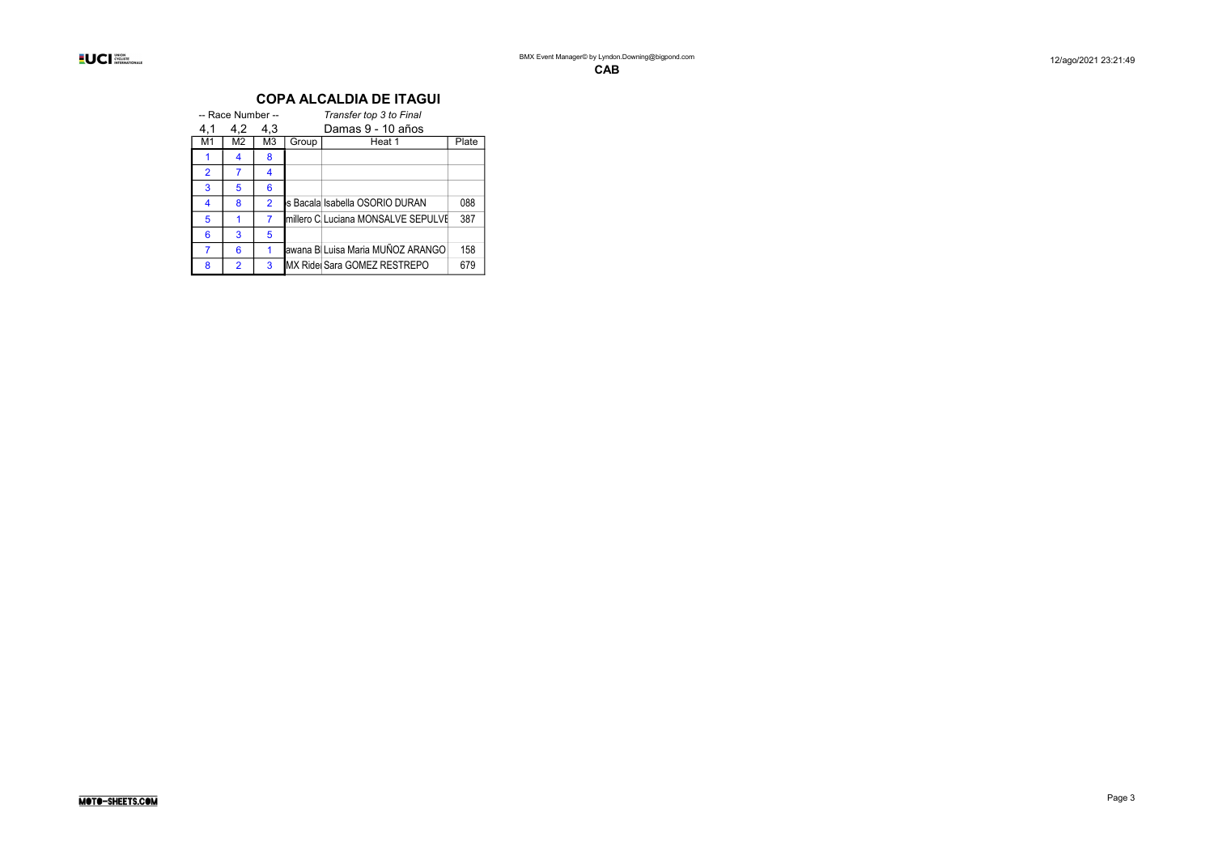**CAB**

# COPA ALCALDIA DE ITAGUI

-- Race Number --

*Transfer top 3 to Final*

| 4,1 | 4,2 | 4,3 | | Damas 9 - 10 años | |
|---|---|---|---|---|---|
| M1 | M2 | M3 | Group | Heat 1 | Plate |
| 1 | 4 | 8 | | | |
| 2 | 7 | 4 | | | |
| 3 | 5 | 6 | | | |
| 4 | 8 | 2 | s Bacala | Isabella OSORIO DURAN | 088 |
| 5 | 1 | 7 | millero C | Luciana MONSALVE SEPULVE | 387 |
| 6 | 3 | 5 | | | |
| 7 | 6 | 1 | awana B | Luisa Maria MUÑOZ ARANGO | 158 |
| 8 | 2 | 3 | MX Ride | Sara GOMEZ RESTREPO | 679 |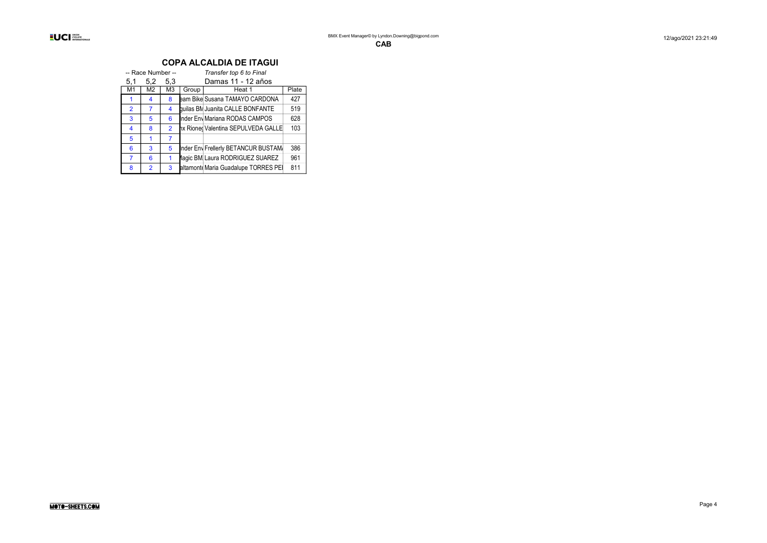CAB

## COPA ALCALDIA DE ITAGUI

-- Race Number -- *Transfer top 6 to Final*

5,1 5,2 5,3 Damas 11 - 12 años

| M1 | M2 | M3 | Group | Heat 1 | Plate |
|---|---|---|---|---|---|
| 1 | 4 | 8 | eam Bike | Susana TAMAYO CARDONA | 427 |
| 2 | 7 | 4 | guilas BM | Juanita CALLE BONFANTE | 519 |
| 3 | 5 | 6 | nder Env | Mariana RODAS CAMPOS | 628 |
| 4 | 8 | 2 | nx Rioneg | Valentina SEPULVEDA GALLE | 103 |
| 5 | 1 | 7 | | | |
| 6 | 3 | 5 | nder Env | Frellerly BETANCUR BUSTAM | 386 |
| 7 | 6 | 1 | Magic BM | Laura RODRIGUEZ SUAREZ | 961 |
| 8 | 2 | 3 | altamonte | Maria Guadalupe TORRES PE | 811 |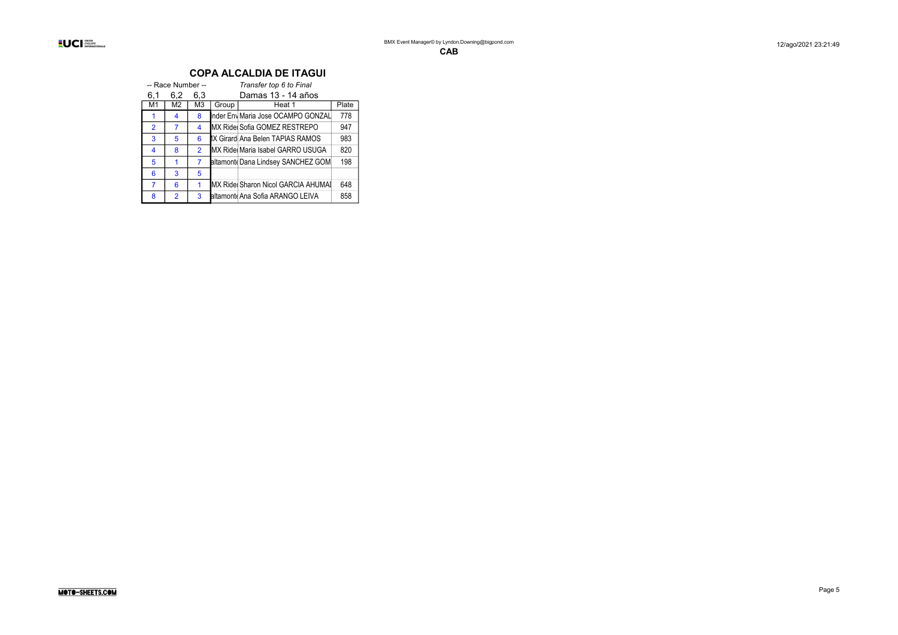**CAB**

## COPA ALCALDIA DE ITAGUI

-- Race Number --

*Transfer top 6 to Final*

| 6,1 | 6,2 | 6,3 | | Damas 13 - 14 años | |
|---|---|---|---|---|---|
| M1 | M2 | M3 | Group | Heat 1 | Plate |
| 1 | 4 | 8 | nder Env | Maria Jose OCAMPO GONZAL | 778 |
| 2 | 7 | 4 | MX Rider | Sofia GOMEZ RESTREPO | 947 |
| 3 | 5 | 6 | X Girard | Ana Belen TAPIAS RAMOS | 983 |
| 4 | 8 | 2 | MX Rider | Maria Isabel GARRO USUGA | 820 |
| 5 | 1 | 7 | altamonte | Dana Lindsey SANCHEZ GOM | 198 |
| 6 | 3 | 5 | | | |
| 7 | 6 | 1 | MX Rider | Sharon Nicol GARCIA AHUMAI | 648 |
| 8 | 2 | 3 | altamonte | Ana Sofia ARANGO LEIVA | 858 |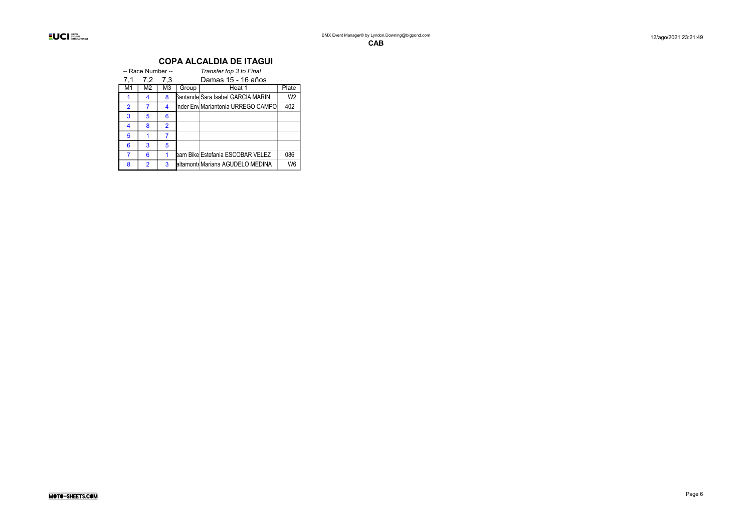**CAB**

# COPA ALCALDIA DE ITAGUI

-- Race Number --

*Transfer top 3 to Final*

Damas 15 - 16 años

| 7,1 | 7,2 | 7,3 | | | |
|---|---|---|---|---|---|
| M1 | M2 | M3 | Group | Heat 1 | Plate |
| 1 | 4 | 8 | Santande | Sara Isabel GARCIA MARIN | W2 |
| 2 | 7 | 4 | nder Env | Mariantonia URREGO CAMPO | 402 |
| 3 | 5 | 6 | | | |
| 4 | 8 | 2 | | | |
| 5 | 1 | 7 | | | |
| 6 | 3 | 5 | | | |
| 7 | 6 | 1 | eam Bike | Estefania ESCOBAR VELEZ | 086 |
| 8 | 2 | 3 | altamonte | Mariana AGUDELO MEDINA | W6 |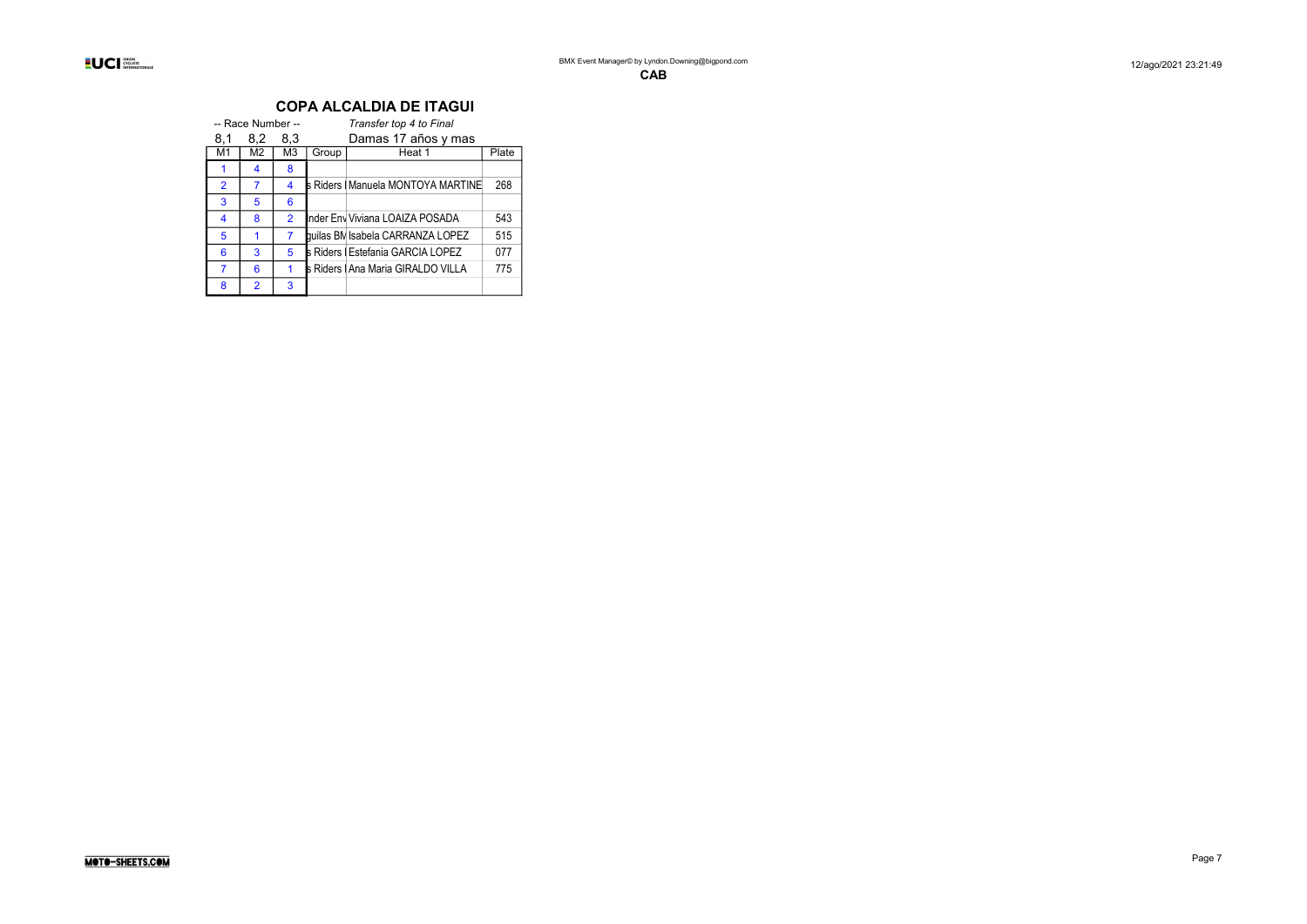# COPA ALCALDIA DE ITAGUI

-- Race Number -- *Transfer top 4 to Final*

8,1 8,2 8,3 Damas 17 años y mas

| M1 | M2 | M3 | Group | Heat 1 | Plate |
|---|---|---|---|---|---|
| 1 | 4 | 8 | | | |
| 2 | 7 | 4 | s Riders I | Manuela MONTOYA MARTINE | 268 |
| 3 | 5 | 6 | | | |
| 4 | 8 | 2 | Inder Env | Viviana LOAIZA POSADA | 543 |
| 5 | 1 | 7 | guilas BM | Isabela CARRANZA LOPEZ | 515 |
| 6 | 3 | 5 | s Riders I | Estefania GARCIA LOPEZ | 077 |
| 7 | 6 | 1 | s Riders I | Ana Maria GIRALDO VILLA | 775 |
| 8 | 2 | 3 | | | |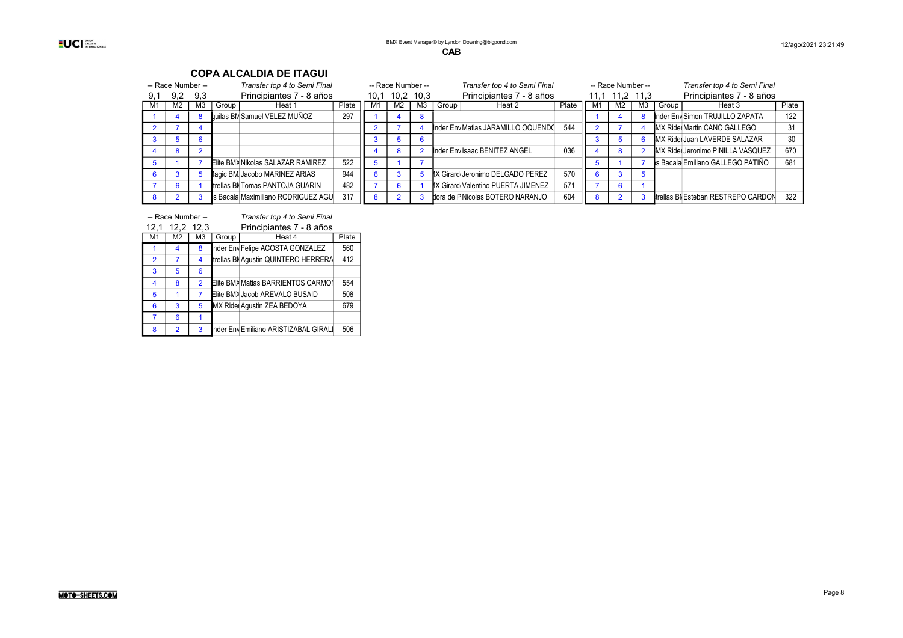CAB

# COPA ALCALDIA DE ITAGUI

-- Race Number -- 9,1 9,2 9,3

*Transfer top 4 to Semi Final*

Principiantes 7 - 8 años

| M1 | M2 | M3 | Group | Heat 1 | Plate |
|---|---|---|---|---|---|
| 1 | 4 | 8 | guilas BM | Samuel VELEZ MUÑOZ | 297 |
| 2 | 7 | 4 | | | |
| 3 | 5 | 6 | | | |
| 4 | 8 | 2 | | | |
| 5 | 1 | 7 | Elite BMX | Nikolas SALAZAR RAMIREZ | 522 |
| 6 | 3 | 5 | Magic BM | Jacobo MARINEZ ARIAS | 944 |
| 7 | 6 | 1 | trellas BM | Tomas PANTOJA GUARIN | 482 |
| 8 | 2 | 3 | s Bacala | Maximiliano RODRIGUEZ AGU | 317 |

-- Race Number -- 10,1 10,2 10,3

*Transfer top 4 to Semi Final*

Principiantes 7 - 8 años

| M1 | M2 | M3 | Group | Heat 2 | Plate |
|---|---|---|---|---|---|
| 1 | 4 | 8 | | | |
| 2 | 7 | 4 | nder Env | Matias JARAMILLO OQUENDO | 544 |
| 3 | 5 | 6 | | | |
| 4 | 8 | 2 | nder Env | Isaac BENITEZ ANGEL | 036 |
| 5 | 1 | 7 | | | |
| 6 | 3 | 5 | X Girard | Jeronimo DELGADO PEREZ | 570 |
| 7 | 6 | 1 | X Girard | Valentino PUERTA JIMENEZ | 571 |
| 8 | 2 | 3 | dora de P | Nicolas BOTERO NARANJO | 604 |

-- Race Number -- 11,1 11,2 11,3

*Transfer top 4 to Semi Final*

Principiantes 7 - 8 años

| M1 | M2 | M3 | Group | Heat 3 | Plate |
|---|---|---|---|---|---|
| 1 | 4 | 8 | nder Env | Simon TRUJILLO ZAPATA | 122 |
| 2 | 7 | 4 | MX Ride | Martin CANO GALLEGO | 31 |
| 3 | 5 | 6 | MX Ride | Juan LAVERDE SALAZAR | 30 |
| 4 | 8 | 2 | MX Ride | Jeronimo PINILLA VASQUEZ | 670 |
| 5 | 1 | 7 | s Bacala | Emiliano GALLEGO PATIÑO | 681 |
| 6 | 3 | 5 | | | |
| 7 | 6 | 1 | | | |
| 8 | 2 | 3 | trellas BM | Esteban RESTREPO CARDON | 322 |

-- Race Number -- 12,1 12,2 12,3

*Transfer top 4 to Semi Final*

Principiantes 7 - 8 años

| M1 | M2 | M3 | Group | Heat 4 | Plate |
|---|---|---|---|---|---|
| 1 | 4 | 8 | nder Env | Felipe ACOSTA GONZALEZ | 560 |
| 2 | 7 | 4 | trellas BM | Agustin QUINTERO HERRERA | 412 |
| 3 | 5 | 6 | | | |
| 4 | 8 | 2 | Elite BMX | Matias BARRIENTOS CARMON | 554 |
| 5 | 1 | 7 | Elite BMX | Jacob AREVALO BUSAID | 508 |
| 6 | 3 | 5 | MX Ride | Agustin ZEA BEDOYA | 679 |
| 7 | 6 | 1 | | | |
| 8 | 2 | 3 | nder Env | Emiliano ARISTIZABAL GIRALI | 506 |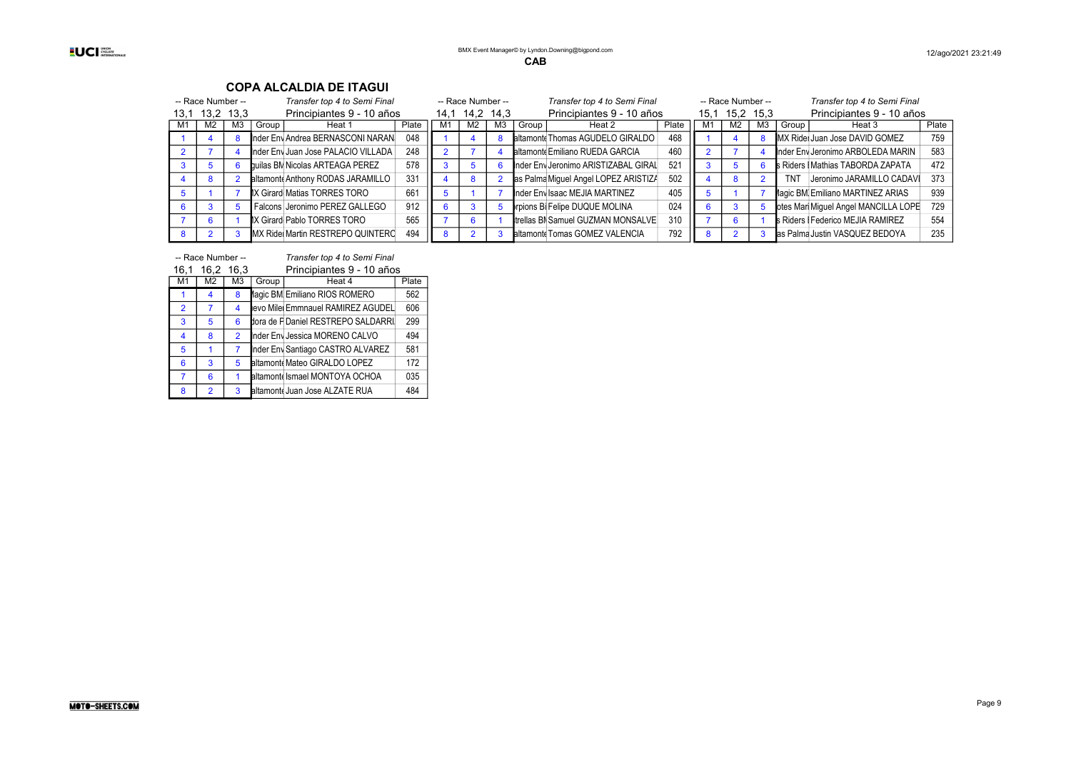## COPA ALCALDIA DE ITAGUI

-- Race Number -- 13,1 13,2 13,3 — *Transfer top 4 to Semi Final* — Principiantes 9 - 10 años

| M1 | M2 | M3 | Group | Heat 1 | Plate |
|---|---|---|---|---|---|
| 1 | 4 | 8 | nder Env | Andrea BERNASCONI NARAN | 048 |
| 2 | 7 | 4 | nder Env | Juan Jose PALACIO VILLADA | 248 |
| 3 | 5 | 6 | guilas BM | Nicolas ARTEAGA PEREZ | 578 |
| 4 | 8 | 2 | altamonte | Anthony RODAS JARAMILLO | 331 |
| 5 | 1 | 7 | X Girard | Matias TORRES TORO | 661 |
| 6 | 3 | 5 | Falcons | Jeronimo PEREZ GALLEGO | 912 |
| 7 | 6 | 1 | X Girard | Pablo TORRES TORO | 565 |
| 8 | 2 | 3 | MX Ride | Martin RESTREPO QUINTERO | 494 |

-- Race Number -- 14,1 14,2 14,3 — *Transfer top 4 to Semi Final* — Principiantes 9 - 10 años

| M1 | M2 | M3 | Group | Heat 2 | Plate |
|---|---|---|---|---|---|
| 1 | 4 | 8 | altamonte | Thomas AGUDELO GIRALDO | 468 |
| 2 | 7 | 4 | altamonte | Emiliano RUEDA GARCIA | 460 |
| 3 | 5 | 6 | nder Env | Jeronimo ARISTIZABAL GIRAL | 521 |
| 4 | 8 | 2 | as Palma | Miguel Angel LOPEZ ARISTIZA | 502 |
| 5 | 1 | 7 | nder Env | Isaac MEJIA MARTINEZ | 405 |
| 6 | 3 | 5 | rpions B | Felipe DUQUE MOLINA | 024 |
| 7 | 6 | 1 | trellas BM | Samuel GUZMAN MONSALVE | 310 |
| 8 | 2 | 3 | altamonte | Tomas GOMEZ VALENCIA | 792 |

-- Race Number -- 15,1 15,2 15,3 — *Transfer top 4 to Semi Final* — Principiantes 9 - 10 años

| M1 | M2 | M3 | Group | Heat 3 | Plate |
|---|---|---|---|---|---|
| 1 | 4 | 8 | MX Ride | Juan Jose DAVID GOMEZ | 759 |
| 2 | 7 | 4 | nder Env | Jeronimo ARBOLEDA MARIN | 583 |
| 3 | 5 | 6 | s Riders | Mathias TABORDA ZAPATA | 472 |
| 4 | 8 | 2 | TNT | Jeronimo JARAMILLO CADAVI | 373 |
| 5 | 1 | 7 | lagic BM | Emiliano MARTINEZ ARIAS | 939 |
| 6 | 3 | 5 | otes Mari | Miguel Angel MANCILLA LOPE | 729 |
| 7 | 6 | 1 | s Riders | Federico MEJIA RAMIREZ | 554 |
| 8 | 2 | 3 | as Palma | Justin VASQUEZ BEDOYA | 235 |

-- Race Number -- 16,1 16,2 16,3 — *Transfer top 4 to Semi Final* — Principiantes 9 - 10 años

| M1 | M2 | M3 | Group | Heat 4 | Plate |
|---|---|---|---|---|---|
| 1 | 4 | 8 | lagic BM | Emiliano RIOS ROMERO | 562 |
| 2 | 7 | 4 | evo Mile | Emmnauel RAMIREZ AGUDEL | 606 |
| 3 | 5 | 6 | dora de F | Daniel RESTREPO SALDARRI | 299 |
| 4 | 8 | 2 | nder Env | Jessica MORENO CALVO | 494 |
| 5 | 1 | 7 | nder Env | Santiago CASTRO ALVAREZ | 581 |
| 6 | 3 | 5 | altamonte | Mateo GIRALDO LOPEZ | 172 |
| 7 | 6 | 1 | altamonte | Ismael MONTOYA OCHOA | 035 |
| 8 | 2 | 3 | altamonte | Juan Jose ALZATE RUA | 484 |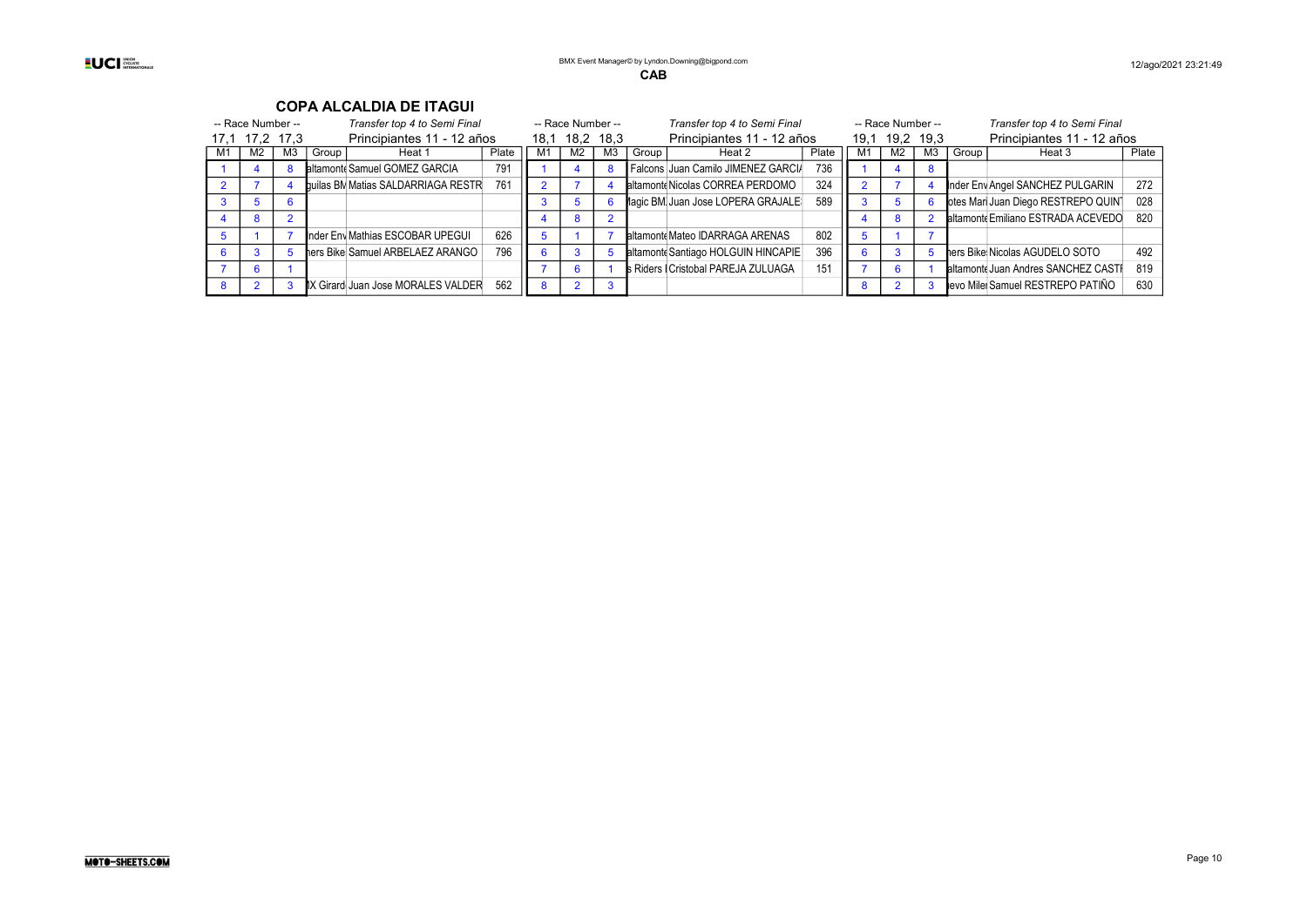## COPA ALCALDIA DE ITAGUI

-- Race Number -- 17,1 17,2 17,3 — *Transfer top 4 to Semi Final* — Principiantes 11 - 12 años

| M1 | M2 | M3 | Group | Heat 1 | Plate |
|---|---|---|---|---|---|
| 1 | 4 | 8 | altamonte | Samuel GOMEZ GARCIA | 791 |
| 2 | 7 | 4 | guilas BM | Matias SALDARRIAGA RESTR | 761 |
| 3 | 5 | 6 | | | |
| 4 | 8 | 2 | | | |
| 5 | 1 | 7 | nder Env | Mathias ESCOBAR UPEGUI | 626 |
| 6 | 3 | 5 | hers Bike | Samuel ARBELAEZ ARANGO | 796 |
| 7 | 6 | 1 | | | |
| 8 | 2 | 3 | X Girard | Juan Jose MORALES VALDER | 562 |

-- Race Number -- 18,1 18,2 18,3 — *Transfer top 4 to Semi Final* — Principiantes 11 - 12 años

| M1 | M2 | M3 | Group | Heat 2 | Plate |
|---|---|---|---|---|---|
| 1 | 4 | 8 | Falcons | Juan Camilo JIMENEZ GARCI | 736 |
| 2 | 7 | 4 | altamonte | Nicolas CORREA PERDOMO | 324 |
| 3 | 5 | 6 | agic BM | Juan Jose LOPERA GRAJALE | 589 |
| 4 | 8 | 2 | | | |
| 5 | 1 | 7 | altamonte | Mateo IDARRAGA ARENAS | 802 |
| 6 | 3 | 5 | altamonte | Santiago HOLGUIN HINCAPIE | 396 |
| 7 | 6 | 1 | s Riders | Cristobal PAREJA ZULUAGA | 151 |
| 8 | 2 | 3 | | | |

-- Race Number -- 19,1 19,2 19,3 — *Transfer top 4 to Semi Final* — Principiantes 11 - 12 años

| M1 | M2 | M3 | Group | Heat 3 | Plate |
|---|---|---|---|---|---|
| 1 | 4 | 8 | | | |
| 2 | 7 | 4 | nder Env | Angel SANCHEZ PULGARIN | 272 |
| 3 | 5 | 6 | otes Mari | Juan Diego RESTREPO QUIN | 028 |
| 4 | 8 | 2 | altamonte | Emiliano ESTRADA ACEVEDO | 820 |
| 5 | 1 | 7 | | | |
| 6 | 3 | 5 | hers Bike | Nicolas AGUDELO SOTO | 492 |
| 7 | 6 | 1 | altamonte | Juan Andres SANCHEZ CASTI | 819 |
| 8 | 2 | 3 | evo Mile | Samuel RESTREPO PATIÑO | 630 |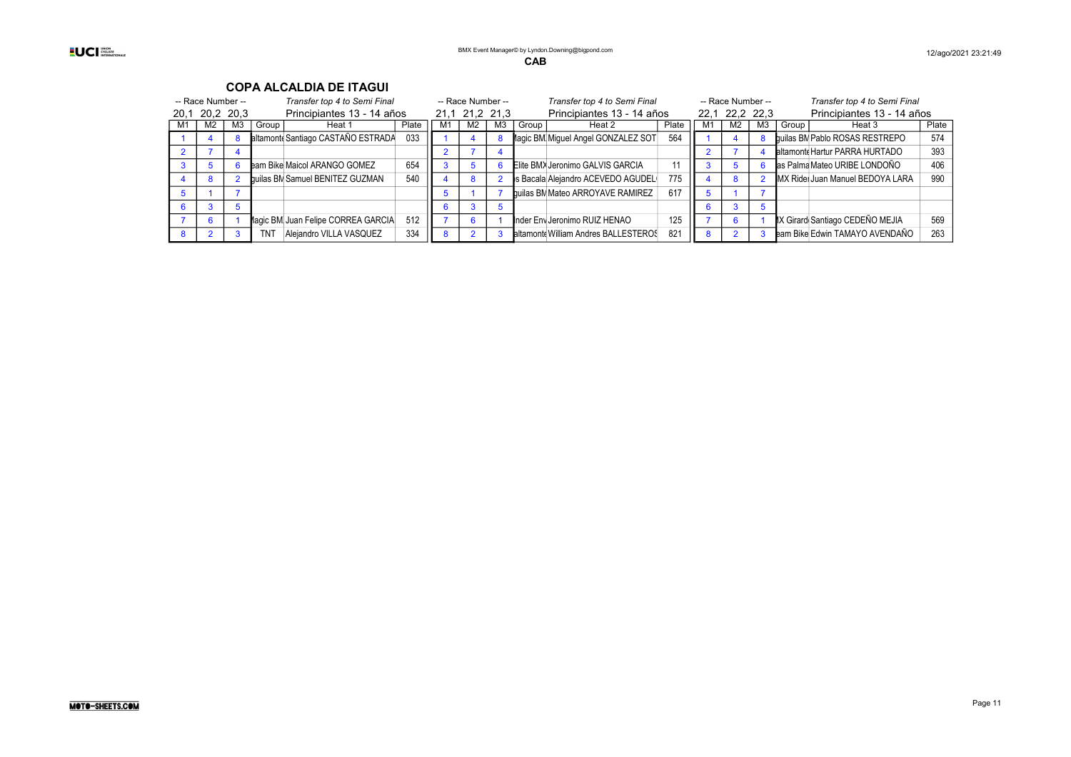CAB

## COPA ALCALDIA DE ITAGUI

| -- Race Number -- | | | Transfer top 4 to Semi Final | | | -- Race Number -- | | | Transfer top 4 to Semi Final | | | -- Race Number -- | | | Transfer top 4 to Semi Final | | |
|---|---|---|---|---|---|---|---|---|---|---|---|---|---|---|---|---|---|
| 20,1 | 20,2 | 20,3 | Principiantes 13 - 14 años | | | 21,1 | 21,2 | 21,3 | Principiantes 13 - 14 años | | | 22,1 | 22,2 | 22,3 | Principiantes 13 - 14 años | | |
| M1 | M2 | M3 | Group | Heat 1 | Plate | M1 | M2 | M3 | Group | Heat 2 | Plate | M1 | M2 | M3 | Group | Heat 3 | Plate |
| 1 | 4 | 8 | altamonte | Santiago CASTAÑO ESTRADA | 033 | 1 | 4 | 8 | Magic BM | Miguel Angel GONZALEZ SOT | 564 | 1 | 4 | 8 | guilas BM | Pablo ROSAS RESTREPO | 574 |
| 2 | 7 | 4 | | | | 2 | 7 | 4 | | | | 2 | 7 | 4 | altamonte | Hartur PARRA HURTADO | 393 |
| 3 | 5 | 6 | eam Bike | Maicol ARANGO GOMEZ | 654 | 3 | 5 | 6 | Elite BMX | Jeronimo GALVIS GARCIA | 11 | 3 | 5 | 6 | as Palma | Mateo URIBE LONDOÑO | 406 |
| 4 | 8 | 2 | guilas BM | Samuel BENITEZ GUZMAN | 540 | 4 | 8 | 2 | s Bacala | Alejandro ACEVEDO AGUDEL | 775 | 4 | 8 | 2 | MX Rider | Juan Manuel BEDOYA LARA | 990 |
| 5 | 1 | 7 | | | | 5 | 1 | 7 | guilas BM | Mateo ARROYAVE RAMIREZ | 617 | 5 | 1 | 7 | | | |
| 6 | 3 | 5 | | | | 6 | 3 | 5 | | | | 6 | 3 | 5 | | | |
| 7 | 6 | 1 | Magic BM | Juan Felipe CORREA GARCIA | 512 | 7 | 6 | 1 | nder Env | Jeronimo RUIZ HENAO | 125 | 7 | 6 | 1 | X Girard | Santiago CEDEÑO MEJIA | 569 |
| 8 | 2 | 3 | TNT | Alejandro VILLA VASQUEZ | 334 | 8 | 2 | 3 | altamonte | William Andres BALLESTEROS | 821 | 8 | 2 | 3 | eam Bike | Edwin TAMAYO AVENDAÑO | 263 |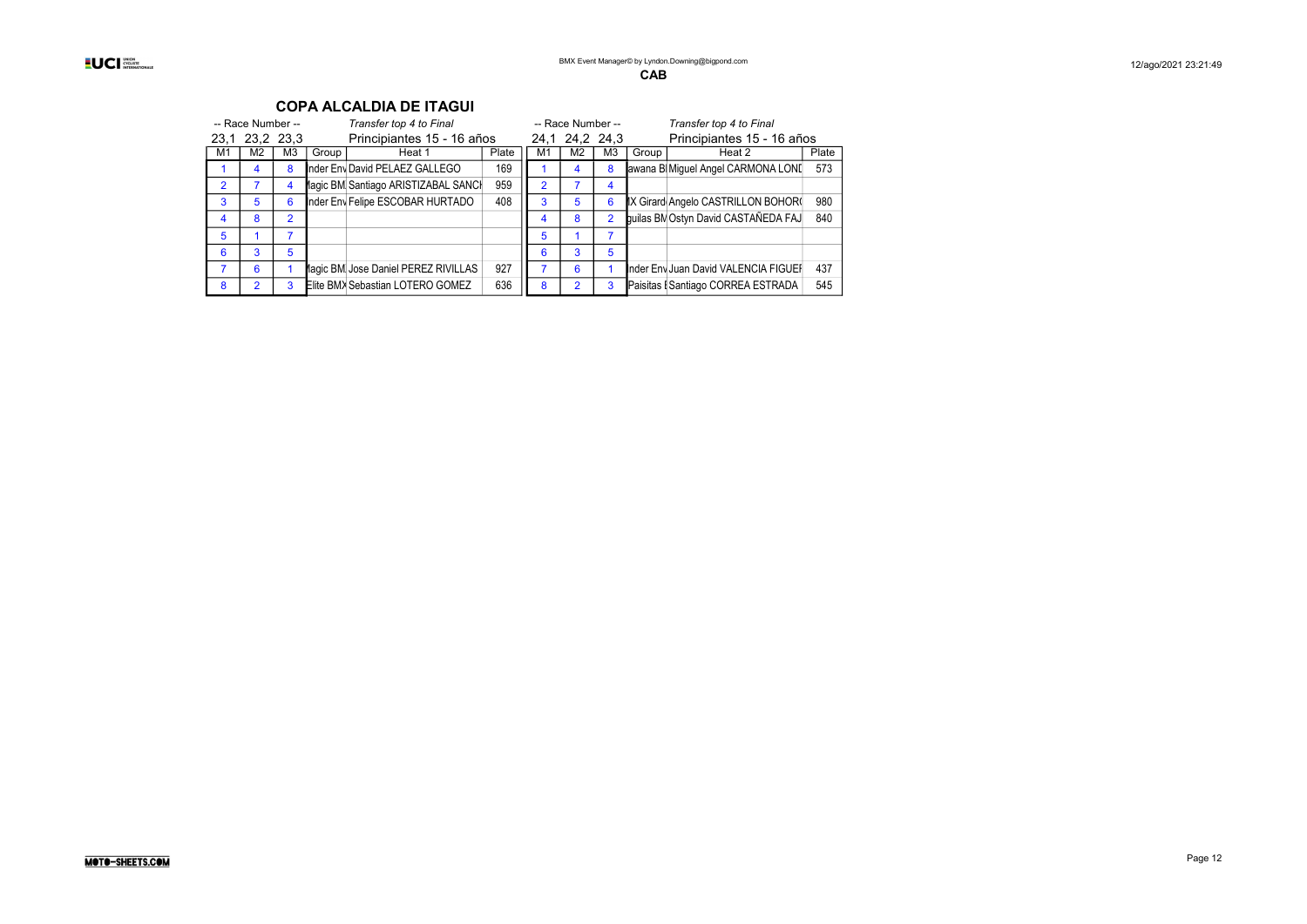**CAB**

## COPA ALCALDIA DE ITAGUI

| -- Race Number -- | | | | *Transfer top 4 to Final* | | -- Race Number -- | | | | *Transfer top 4 to Final* | |
|---|---|---|---|---|---|---|---|---|---|---|---|
| 23,1 | 23,2 | 23,3 | | Principiantes 15 - 16 años | | 24,1 | 24,2 | 24,3 | | Principiantes 15 - 16 años | |
| M1 | M2 | M3 | Group | Heat 1 | Plate | M1 | M2 | M3 | Group | Heat 2 | Plate |
| 1 | 4 | 8 | nder Env | David PELAEZ GALLEGO | 169 | 1 | 4 | 8 | awana B | Miguel Angel CARMONA LOND | 573 |
| 2 | 7 | 4 | lagic BM | Santiago ARISTIZABAL SANCH | 959 | 2 | 7 | 4 | | | |
| 3 | 5 | 6 | nder Env | Felipe ESCOBAR HURTADO | 408 | 3 | 5 | 6 | X Girard | Angelo CASTRILLON BOHOR | 980 |
| 4 | 8 | 2 | | | | 4 | 8 | 2 | guilas BM | Ostyn David CASTAÑEDA FAJ | 840 |
| 5 | 1 | 7 | | | | 5 | 1 | 7 | | | |
| 6 | 3 | 5 | | | | 6 | 3 | 5 | | | |
| 7 | 6 | 1 | lagic BM | Jose Daniel PEREZ RIVILLAS | 927 | 7 | 6 | 1 | nder Env | Juan David VALENCIA FIGUER | 437 |
| 8 | 2 | 3 | Elite BMX | Sebastian LOTERO GOMEZ | 636 | 8 | 2 | 3 | Paisitas B | Santiago CORREA ESTRADA | 545 |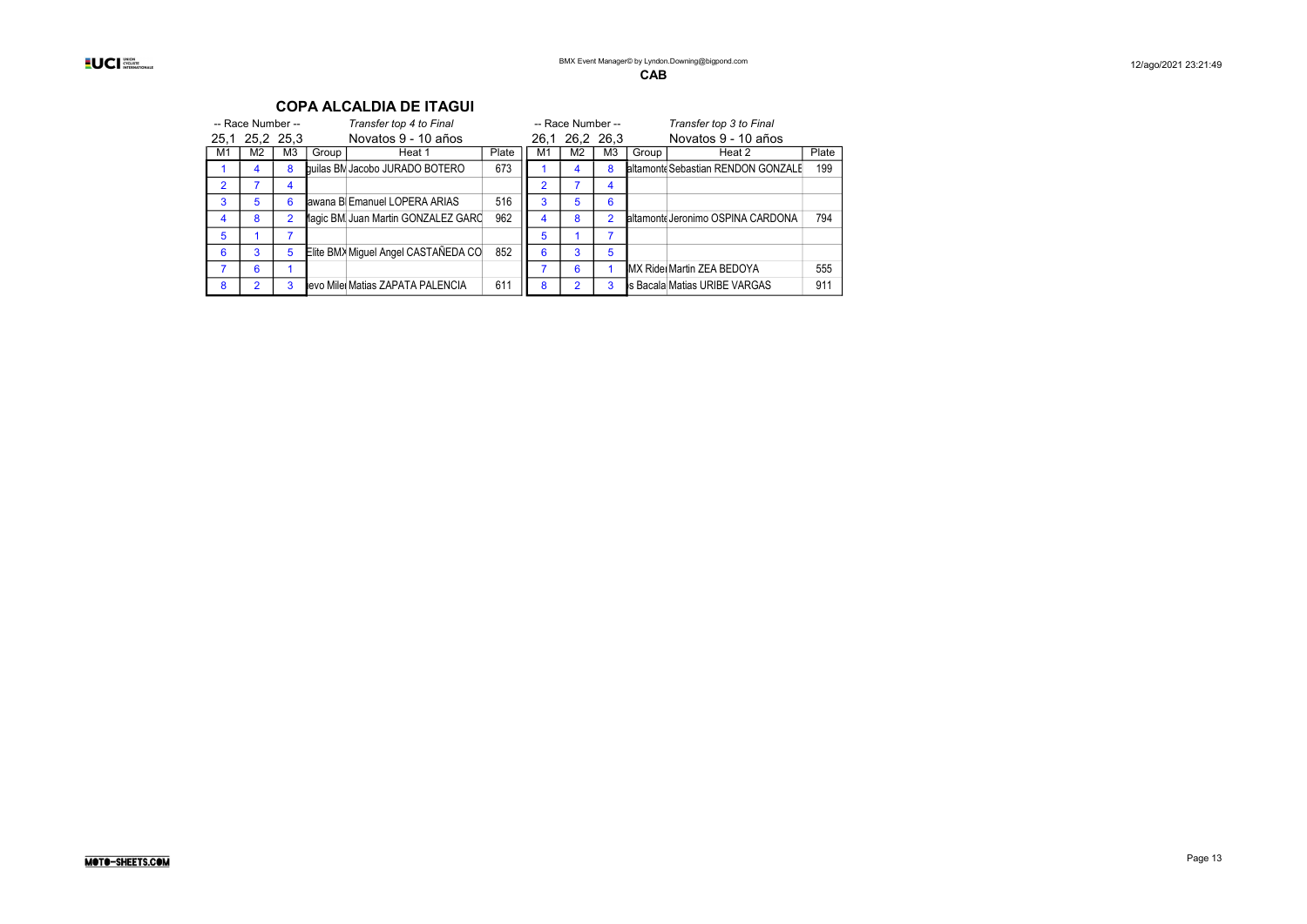**CAB**

## COPA ALCALDIA DE ITAGUI

| -- Race Number -- | | | *Transfer top 4 to Final* | | |
|---|---|---|---|---|---|
| 25,1 | 25,2 | 25,3 | Novatos 9 - 10 años | | |
| M1 | M2 | M3 | Group | Heat 1 | Plate |
| 1 | 4 | 8 | guilas BM | Jacobo JURADO BOTERO | 673 |
| 2 | 7 | 4 | | | |
| 3 | 5 | 6 | awana B | Emanuel LOPERA ARIAS | 516 |
| 4 | 8 | 2 | Magic BM | Juan Martin GONZALEZ GARC | 962 |
| 5 | 1 | 7 | | | |
| 6 | 3 | 5 | Elite BMX | Miguel Angel CASTAÑEDA CO | 852 |
| 7 | 6 | 1 | | | |
| 8 | 2 | 3 | ievo Miler | Matias ZAPATA PALENCIA | 611 |

| -- Race Number -- | | | *Transfer top 3 to Final* | | |
|---|---|---|---|---|---|
| 26,1 | 26,2 | 26,3 | Novatos 9 - 10 años | | |
| M1 | M2 | M3 | Group | Heat 2 | Plate |
| 1 | 4 | 8 | altamonte | Sebastian RENDON GONZALE | 199 |
| 2 | 7 | 4 | | | |
| 3 | 5 | 6 | | | |
| 4 | 8 | 2 | altamonte | Jeronimo OSPINA CARDONA | 794 |
| 5 | 1 | 7 | | | |
| 6 | 3 | 5 | | | |
| 7 | 6 | 1 | MX Rider | Martin ZEA BEDOYA | 555 |
| 8 | 2 | 3 | s Bacala | Matias URIBE VARGAS | 911 |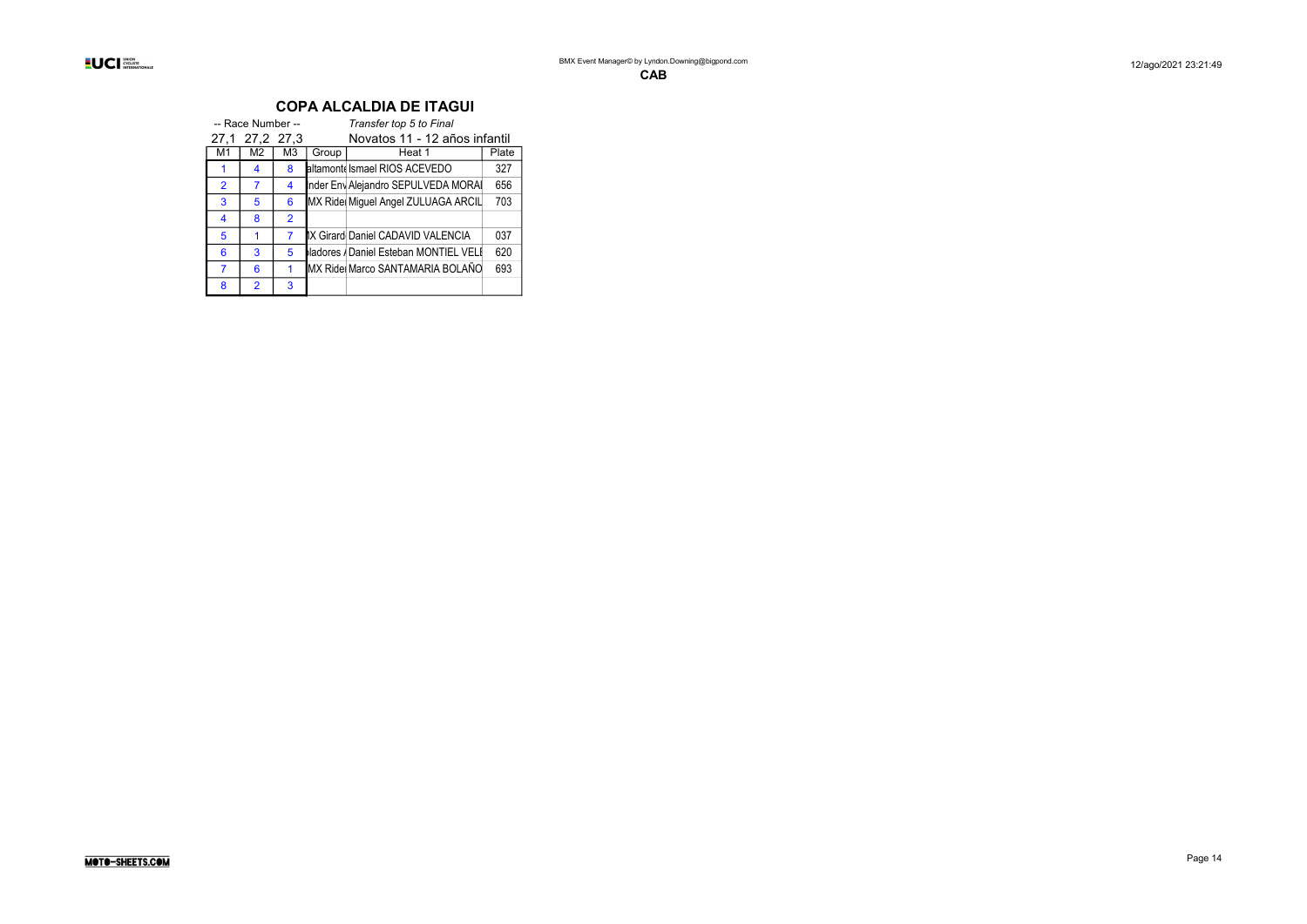**CAB**

## COPA ALCALDIA DE ITAGUI

-- Race Number -- *Transfer top 5 to Final*

27,1 27,2 27,3 Novatos 11 - 12 años infantil

| M1 | M2 | M3 | Group | Heat 1 | Plate |
|---|---|---|---|---|---|
| 1 | 4 | 8 | altamonte | Ismael RIOS ACEVEDO | 327 |
| 2 | 7 | 4 | nder Env | Alejandro SEPULVEDA MORAI | 656 |
| 3 | 5 | 6 | MX Ride | Miguel Angel ZULUAGA ARCIL | 703 |
| 4 | 8 | 2 | | | |
| 5 | 1 | 7 | IX Girard | Daniel CADAVID VALENCIA | 037 |
| 6 | 3 | 5 | ladores / | Daniel Esteban MONTIEL VELE | 620 |
| 7 | 6 | 1 | MX Ride | Marco SANTAMARIA BOLAÑO | 693 |
| 8 | 2 | 3 | | | |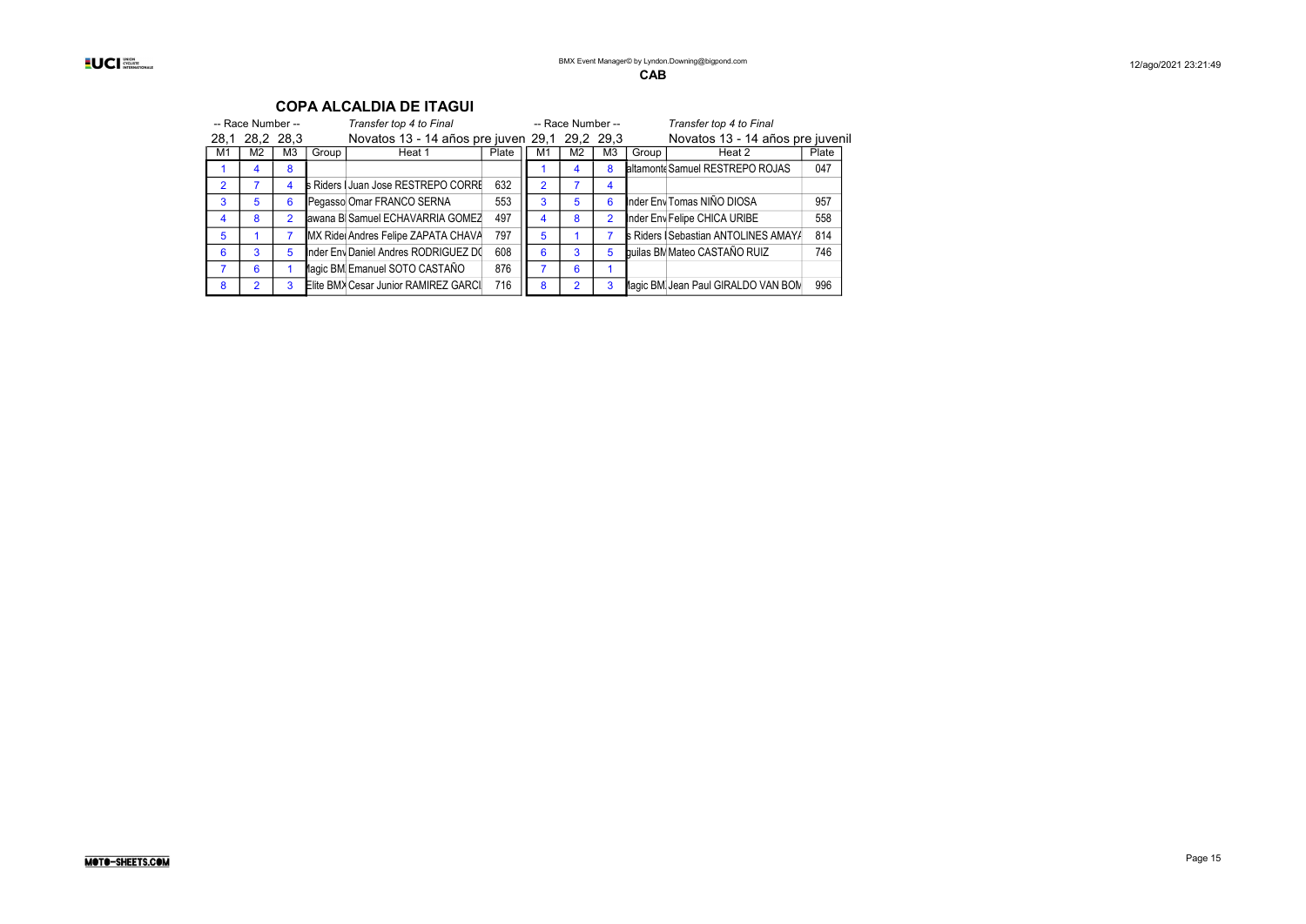CAB

## COPA ALCALDIA DE ITAGUI

| -- Race Number -- | | | | *Transfer top 4 to Final* | | -- Race Number -- | | | | *Transfer top 4 to Final* | |
|---|---|---|---|---|---|---|---|---|---|---|---|
| 28,1 | 28,2 | 28,3 | | Novatos 13 - 14 años pre juven | | 29,1 | 29,2 | 29,3 | | Novatos 13 - 14 años pre juvenil | |
| M1 | M2 | M3 | Group | Heat 1 | Plate | M1 | M2 | M3 | Group | Heat 2 | Plate |
| 1 | 4 | 8 | | | | 1 | 4 | 8 | altamonte | Samuel RESTREPO ROJAS | 047 |
| 2 | 7 | 4 | s Riders I | Juan Jose RESTREPO CORRE | 632 | 2 | 7 | 4 | | | |
| 3 | 5 | 6 | Pegasso | Omar FRANCO SERNA | 553 | 3 | 5 | 6 | nder Env | Tomas NIÑO DIOSA | 957 |
| 4 | 8 | 2 | awana B | Samuel ECHAVARRIA GOMEZ | 497 | 4 | 8 | 2 | nder Env | Felipe CHICA URIBE | 558 |
| 5 | 1 | 7 | MX Ride | Andres Felipe ZAPATA CHAVA | 797 | 5 | 1 | 7 | s Riders I | Sebastian ANTOLINES AMAYA | 814 |
| 6 | 3 | 5 | nder Env | Daniel Andres RODRIGUEZ DO | 608 | 6 | 3 | 5 | guilas BM | Mateo CASTAÑO RUIZ | 746 |
| 7 | 6 | 1 | lagic BM | Emanuel SOTO CASTAÑO | 876 | 7 | 6 | 1 | | | |
| 8 | 2 | 3 | Elite BMX | Cesar Junior RAMIREZ GARCI | 716 | 8 | 2 | 3 | lagic BM | Jean Paul GIRALDO VAN BOM | 996 |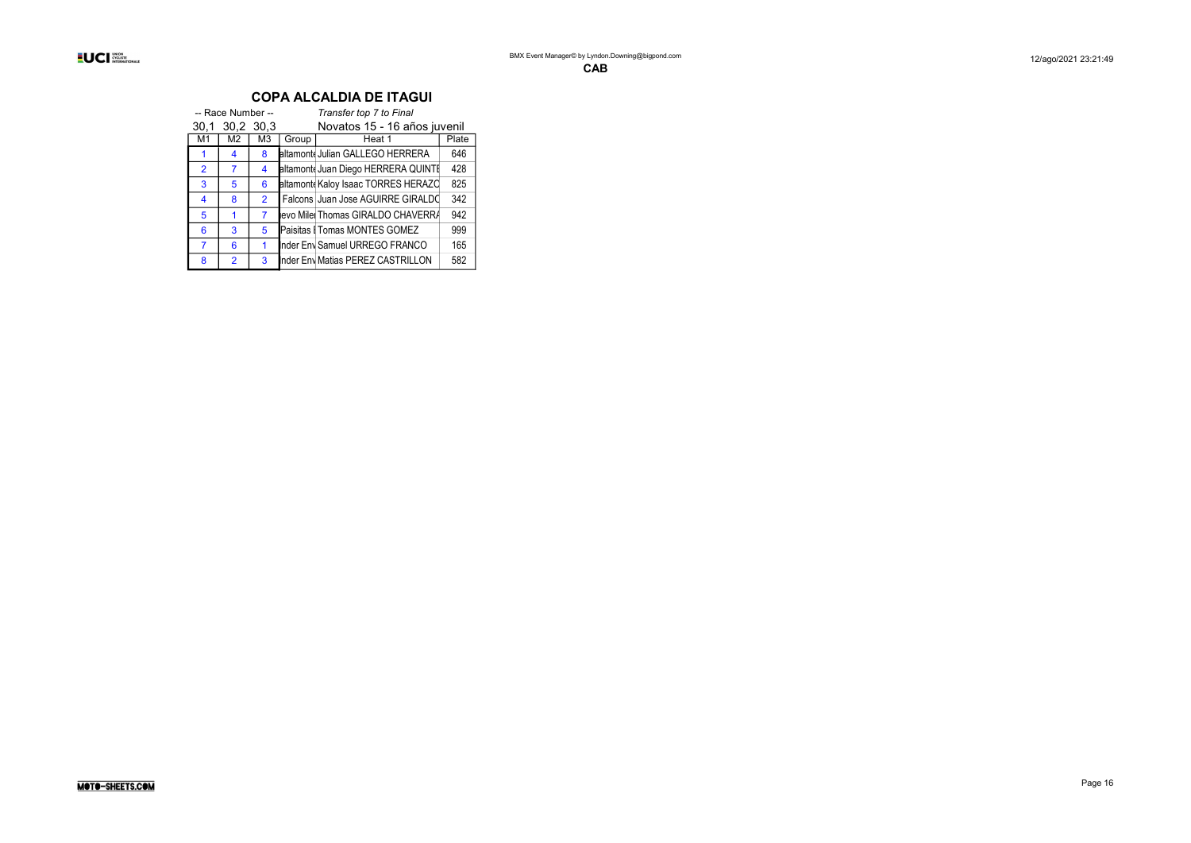**CAB**

# COPA ALCALDIA DE ITAGUI

-- Race Number --

*Transfer top 7 to Final*

30,1 30,2 30,3

Novatos 15 - 16 años juvenil

| M1 | M2 | M3 | Group | Heat 1 | Plate |
|---|---|---|---|---|---|
| 1 | 4 | 8 | altamonte | Julian GALLEGO HERRERA | 646 |
| 2 | 7 | 4 | altamonte | Juan Diego HERRERA QUINTE | 428 |
| 3 | 5 | 6 | altamonte | Kaloy Isaac TORRES HERAZO | 825 |
| 4 | 8 | 2 | Falcons | Juan Jose AGUIRRE GIRALDO | 342 |
| 5 | 1 | 7 | ievo Miler | Thomas GIRALDO CHAVERRA | 942 |
| 6 | 3 | 5 | Paisitas I | Tomas MONTES GOMEZ | 999 |
| 7 | 6 | 1 | nder Env | Samuel URREGO FRANCO | 165 |
| 8 | 2 | 3 | nder Env | Matias PEREZ CASTRILLON | 582 |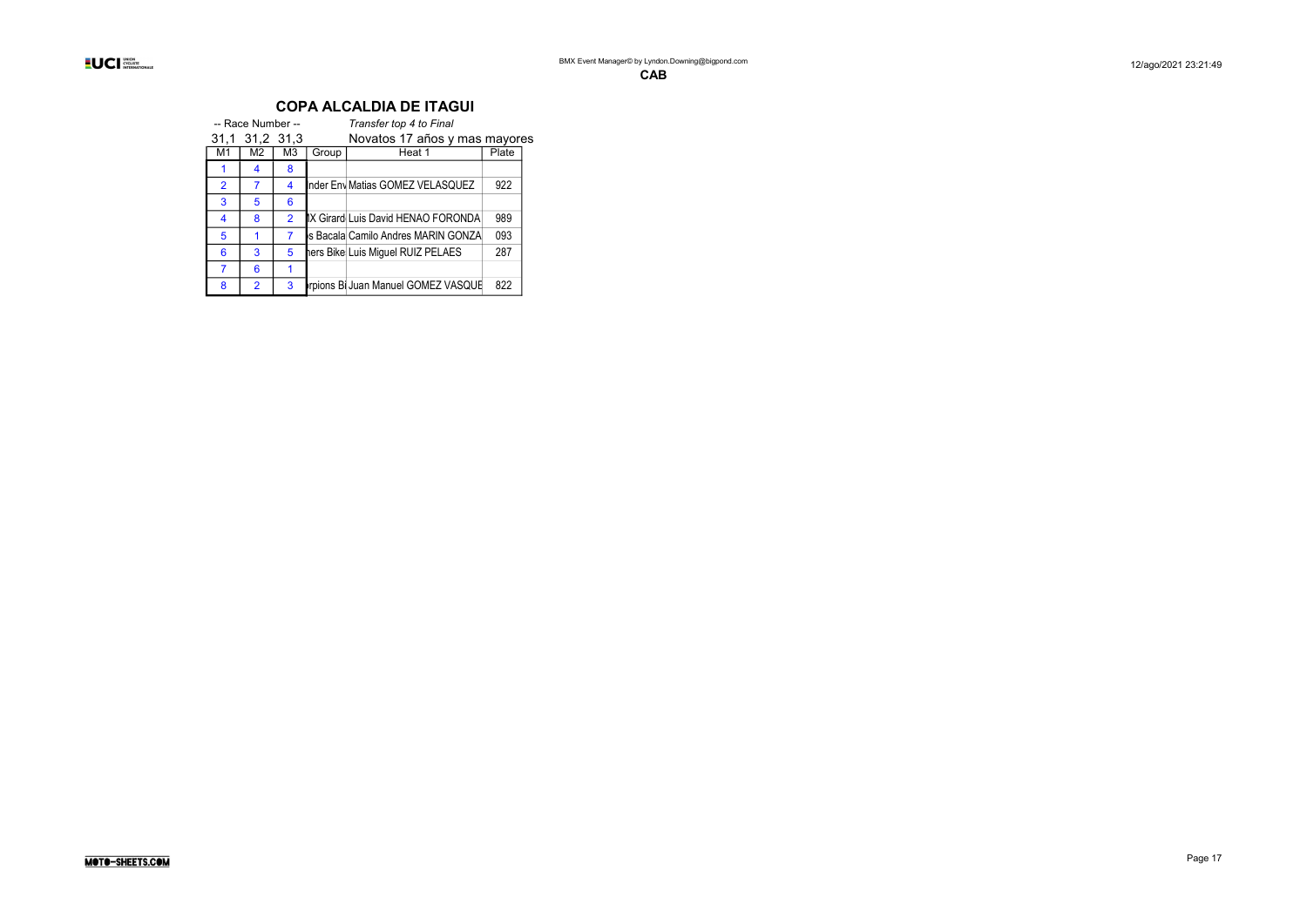CAB

## COPA ALCALDIA DE ITAGUI

-- Race Number -- *Transfer top 4 to Final*

31,1 31,2 31,3 Novatos 17 años y mas mayores

| M1 | M2 | M3 | Group | Heat 1 | Plate |
|---|---|---|---|---|---|
| 1 | 4 | 8 | | | |
| 2 | 7 | 4 | nder Env | Matias GOMEZ VELASQUEZ | 922 |
| 3 | 5 | 6 | | | |
| 4 | 8 | 2 | IX Girard | Luis David HENAO FORONDA | 989 |
| 5 | 1 | 7 | s Bacala | Camilo Andres MARIN GONZA | 093 |
| 6 | 3 | 5 | hers Bike | Luis Miguel RUIZ PELAES | 287 |
| 7 | 6 | 1 | | | |
| 8 | 2 | 3 | rpions Bi | Juan Manuel GOMEZ VASQUE | 822 |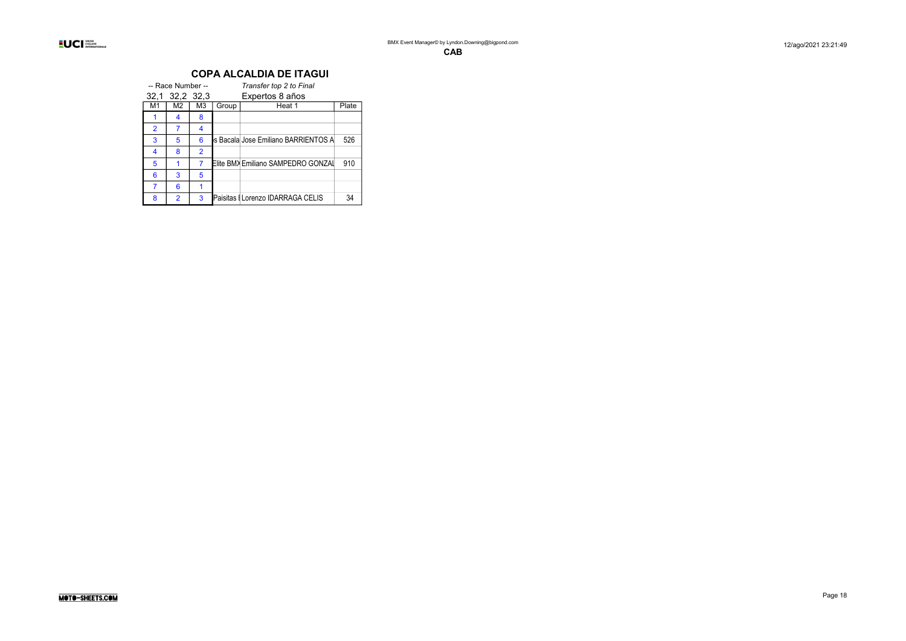# COPA ALCALDIA DE ITAGUI

-- Race Number --

32,1 32,2 32,3

*Transfer top 2 to Final*

Expertos 8 años

| M1 | M2 | M3 | Group | Heat 1 | Plate |
|---|---|---|---|---|---|
| 1 | 4 | 8 | | | |
| 2 | 7 | 4 | | | |
| 3 | 5 | 6 | s Bacala | Jose Emiliano BARRIENTOS A | 526 |
| 4 | 8 | 2 | | | |
| 5 | 1 | 7 | Elite BMX | Emiliano SAMPEDRO GONZAL | 910 |
| 6 | 3 | 5 | | | |
| 7 | 6 | 1 | | | |
| 8 | 2 | 3 | Paisitas I | Lorenzo IDARRAGA CELIS | 34 |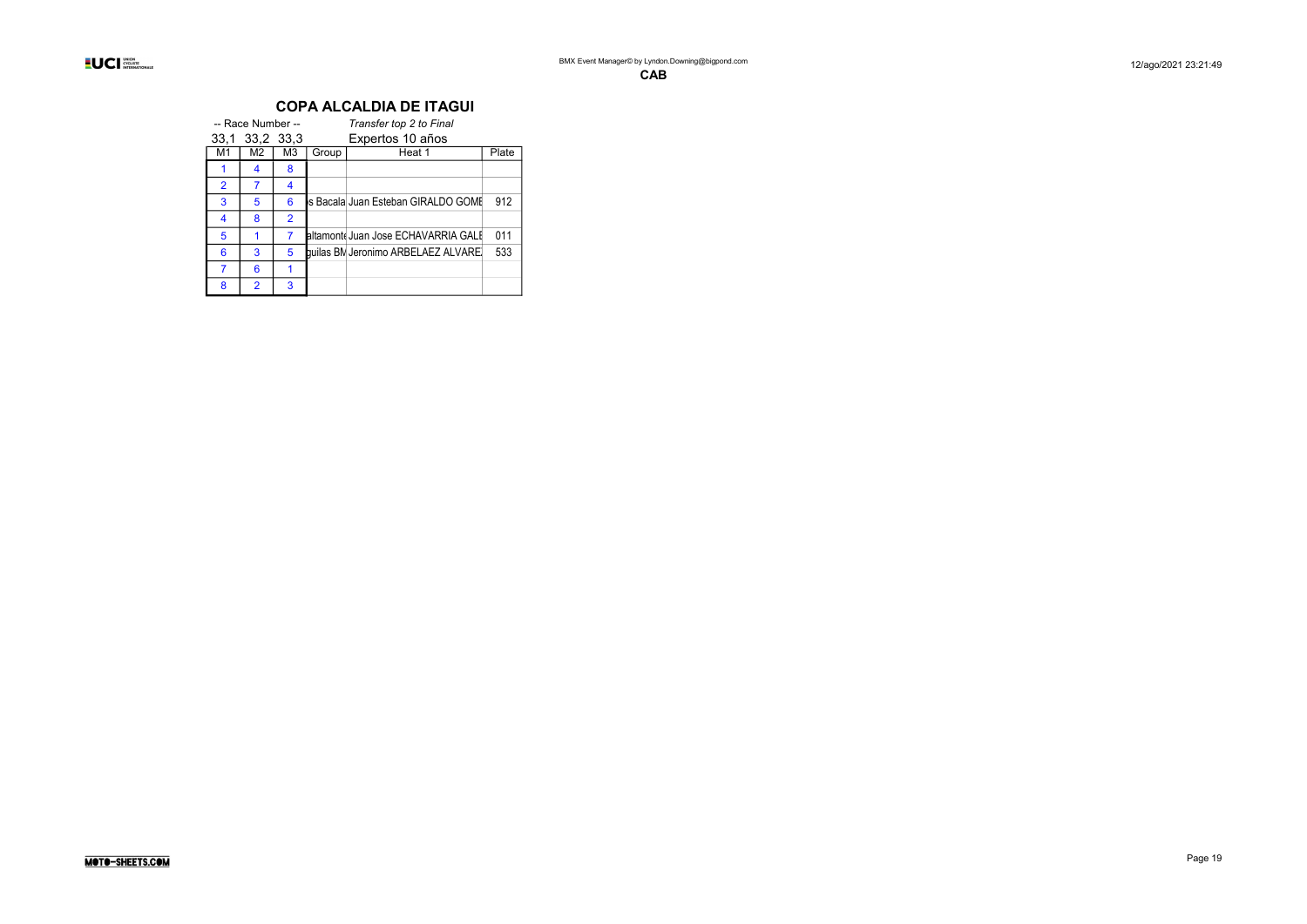CAB

# COPA ALCALDIA DE ITAGUI

| -- Race Number -- | | | | *Transfer top 2 to Final* | |
|---|---|---|---|---|---|
| 33,1 | 33,2 | 33,3 | | Expertos 10 años | |
| M1 | M2 | M3 | Group | Heat 1 | Plate |
| 1 | 4 | 8 | | | |
| 2 | 7 | 4 | | | |
| 3 | 5 | 6 | s Bacala | Juan Esteban GIRALDO GOME | 912 |
| 4 | 8 | 2 | | | |
| 5 | 1 | 7 | altamonte | Juan Jose ECHAVARRIA GALE | 011 |
| 6 | 3 | 5 | guilas BM | Jeronimo ARBELAEZ ALVARE | 533 |
| 7 | 6 | 1 | | | |
| 8 | 2 | 3 | | | |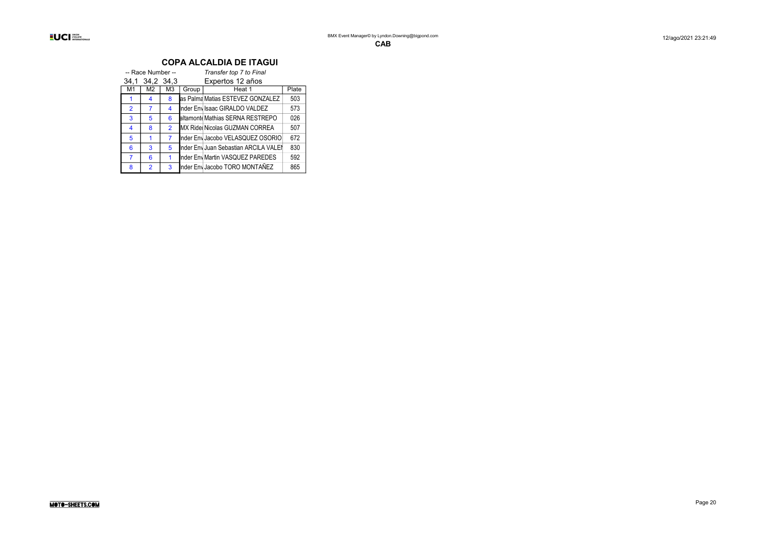## COPA ALCALDIA DE ITAGUI

-- Race Number -- *Transfer top 7 to Final*

34,1 34,2 34,3 Expertos 12 años

| M1 | M2 | M3 | Group | Heat 1 | Plate |
|---|---|---|---|---|---|
| 1 | 4 | 8 | as Palma | Matias ESTEVEZ GONZALEZ | 503 |
| 2 | 7 | 4 | nder Env | Isaac GIRALDO VALDEZ | 573 |
| 3 | 5 | 6 | altamonte | Mathias SERNA RESTREPO | 026 |
| 4 | 8 | 2 | MX Rider | Nicolas GUZMAN CORREA | 507 |
| 5 | 1 | 7 | nder Env | Jacobo VELASQUEZ OSORIO | 672 |
| 6 | 3 | 5 | nder Env | Juan Sebastian ARCILA VALEN | 830 |
| 7 | 6 | 1 | nder Env | Martin VASQUEZ PAREDES | 592 |
| 8 | 2 | 3 | nder Env | Jacobo TORO MONTAÑEZ | 865 |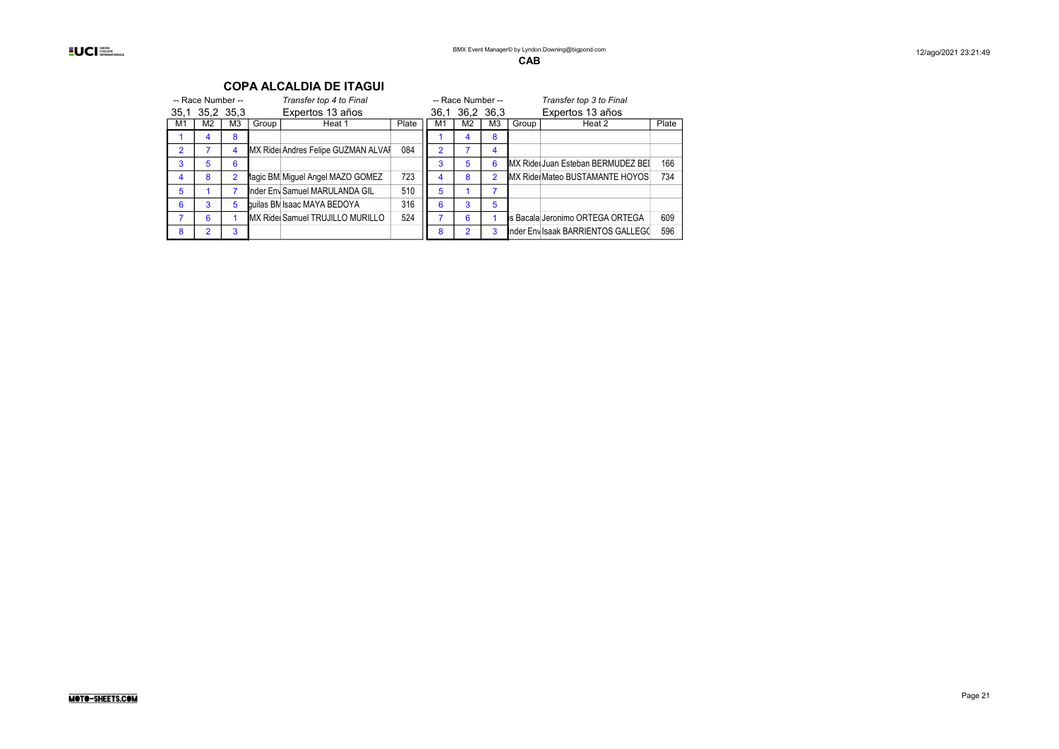**CAB**

## COPA ALCALDIA DE ITAGUI

| -- Race Number -- | | | | *Transfer top 4 to Final* | |
|---|---|---|---|---|---|
| 35,1 | 35,2 | 35,3 | | Expertos 13 años | |
| M1 | M2 | M3 | Group | Heat 1 | Plate |
| 1 | 4 | 8 | | | |
| 2 | 7 | 4 | MX Ride | Andres Felipe GUZMAN ALVAI | 084 |
| 3 | 5 | 6 | | | |
| 4 | 8 | 2 | lagic BM | Miguel Angel MAZO GOMEZ | 723 |
| 5 | 1 | 7 | nder Env | Samuel MARULANDA GIL | 510 |
| 6 | 3 | 5 | guilas BM | Isaac MAYA BEDOYA | 316 |
| 7 | 6 | 1 | MX Ride | Samuel TRUJILLO MURILLO | 524 |
| 8 | 2 | 3 | | | |

| -- Race Number -- | | | | *Transfer top 3 to Final* | |
|---|---|---|---|---|---|
| 36,1 | 36,2 | 36,3 | | Expertos 13 años | |
| M1 | M2 | M3 | Group | Heat 2 | Plate |
| 1 | 4 | 8 | | | |
| 2 | 7 | 4 | | | |
| 3 | 5 | 6 | MX Ride | Juan Esteban BERMUDEZ BEI | 166 |
| 4 | 8 | 2 | MX Ride | Mateo BUSTAMANTE HOYOS | 734 |
| 5 | 1 | 7 | | | |
| 6 | 3 | 5 | | | |
| 7 | 6 | 1 | s Bacala | Jeronimo ORTEGA ORTEGA | 609 |
| 8 | 2 | 3 | nder Env | Isaak BARRIENTOS GALLEGO | 596 |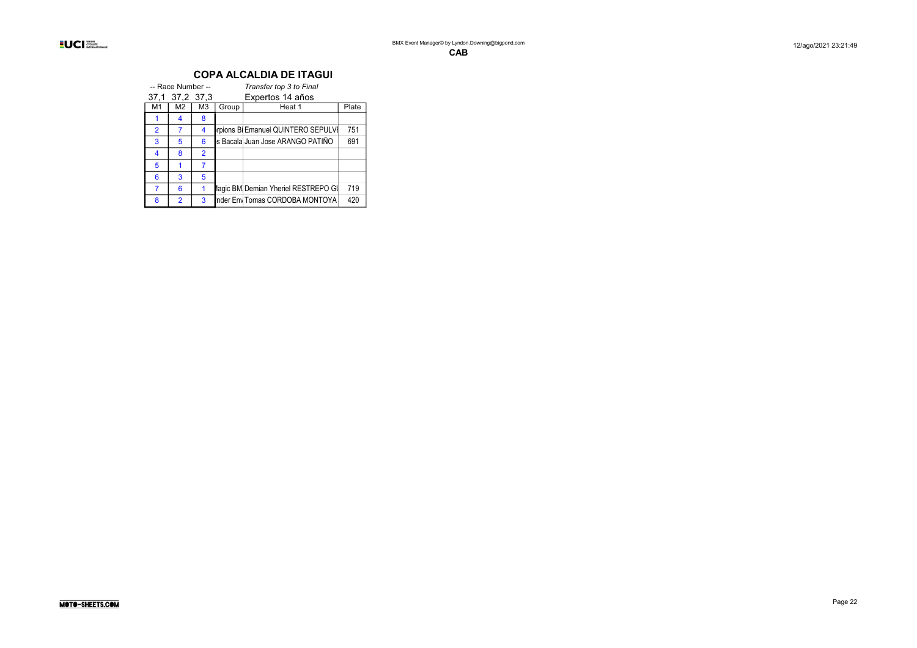**CAB**

## COPA ALCALDIA DE ITAGUI

-- Race Number -- *Transfer top 3 to Final*

37,1 37,2 37,3 Expertos 14 años

| M1 | M2 | M3 | Group | Heat 1 | Plate |
|---|---|---|---|---|---|
| 1 | 4 | 8 | | | |
| 2 | 7 | 4 | rpions Bi | Emanuel QUINTERO SEPULVI | 751 |
| 3 | 5 | 6 | s Bacala | Juan Jose ARANGO PATIÑO | 691 |
| 4 | 8 | 2 | | | |
| 5 | 1 | 7 | | | |
| 6 | 3 | 5 | | | |
| 7 | 6 | 1 | lagic BM | Demian Yheriel RESTREPO GI | 719 |
| 8 | 2 | 3 | nder Env | Tomas CORDOBA MONTOYA | 420 |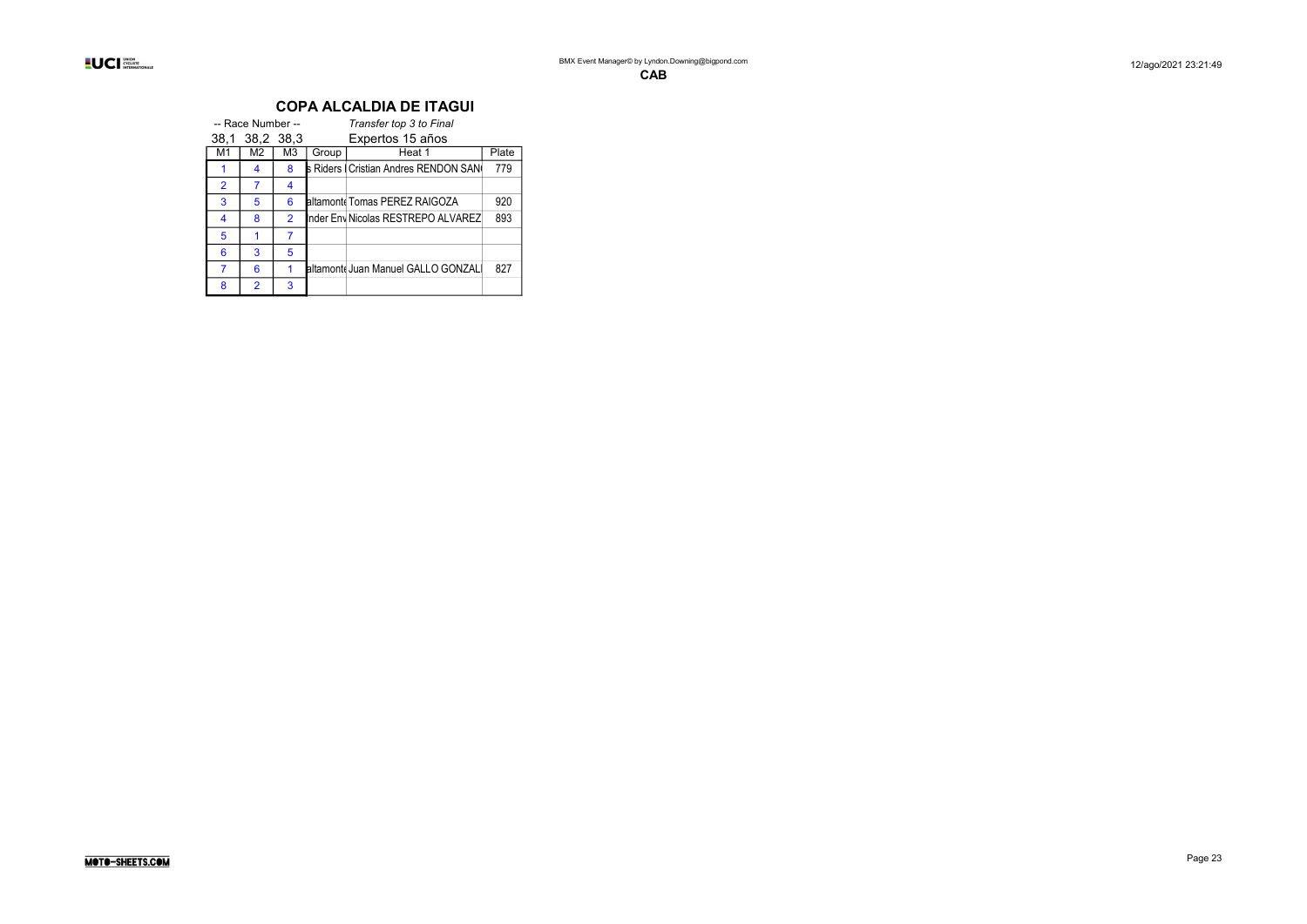**CAB**

## COPA ALCALDIA DE ITAGUI

-- Race Number --

*Transfer top 3 to Final*

38,1 38,2 38,3

Expertos 15 años

| M1 | M2 | M3 | Group | Heat 1 | Plate |
|---|---|---|---|---|---|
| 1 | 4 | 8 | s Riders I | Cristian Andres RENDON SAN( | 779 |
| 2 | 7 | 4 | | | |
| 3 | 5 | 6 | altamonte | Tomas PEREZ RAIGOZA | 920 |
| 4 | 8 | 2 | nder Env | Nicolas RESTREPO ALVAREZ | 893 |
| 5 | 1 | 7 | | | |
| 6 | 3 | 5 | | | |
| 7 | 6 | 1 | altamonte | Juan Manuel GALLO GONZALI | 827 |
| 8 | 2 | 3 | | | |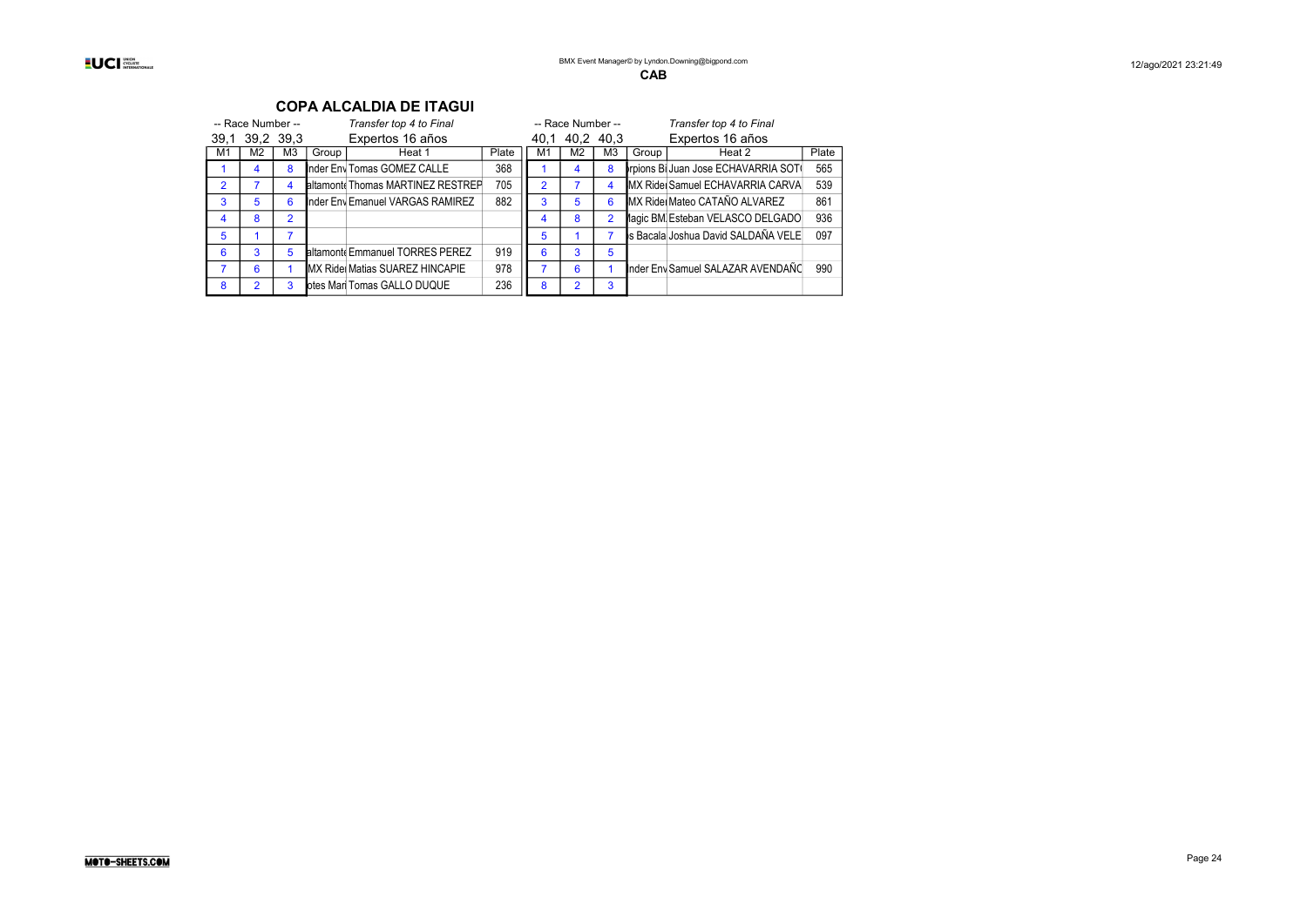**CAB**

## COPA ALCALDIA DE ITAGUI

| -- Race Number -- | | | | *Transfer top 4 to Final* | |
|---|---|---|---|---|---|
| 39,1 | 39,2 | 39,3 | | Expertos 16 años | |
| M1 | M2 | M3 | Group | Heat 1 | Plate |
| 1 | 4 | 8 | nder Env | Tomas GOMEZ CALLE | 368 |
| 2 | 7 | 4 | altamonte | Thomas MARTINEZ RESTREP | 705 |
| 3 | 5 | 6 | nder Env | Emanuel VARGAS RAMIREZ | 882 |
| 4 | 8 | 2 | | | |
| 5 | 1 | 7 | | | |
| 6 | 3 | 5 | altamonte | Emmanuel TORRES PEREZ | 919 |
| 7 | 6 | 1 | MX Rider | Matias SUAREZ HINCAPIE | 978 |
| 8 | 2 | 3 | otes Mar | Tomas GALLO DUQUE | 236 |

| -- Race Number -- | | | | *Transfer top 4 to Final* | |
|---|---|---|---|---|---|
| 40,1 | 40,2 | 40,3 | | Expertos 16 años | |
| M1 | M2 | M3 | Group | Heat 2 | Plate |
| 1 | 4 | 8 | rpions Bi | Juan Jose ECHAVARRIA SOT | 565 |
| 2 | 7 | 4 | MX Rider | Samuel ECHAVARRIA CARVA | 539 |
| 3 | 5 | 6 | MX Rider | Mateo CATAÑO ALVAREZ | 861 |
| 4 | 8 | 2 | lagic BM | Esteban VELASCO DELGADO | 936 |
| 5 | 1 | 7 | s Bacala | Joshua David SALDAÑA VELE | 097 |
| 6 | 3 | 5 | | | |
| 7 | 6 | 1 | nder Env | Samuel SALAZAR AVENDAÑO | 990 |
| 8 | 2 | 3 | | | |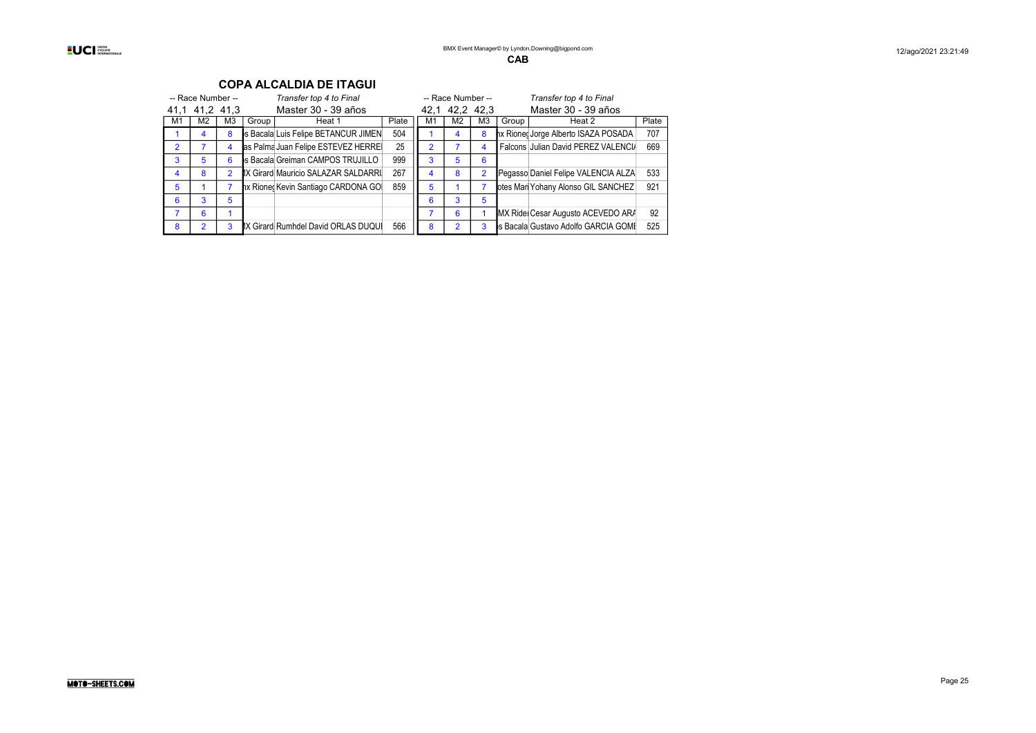CAB

## COPA ALCALDIA DE ITAGUI

| -- Race Number -- | | | | Transfer top 4 to Final | | | -- Race Number -- | | | | Transfer top 4 to Final | |
|---|---|---|---|---|---|---|---|---|---|---|---|---|
| 41,1 | 41,2 | 41,3 | | Master 30 - 39 años | | | 42,1 | 42,2 | 42,3 | | Master 30 - 39 años | |
| M1 | M2 | M3 | Group | Heat 1 | Plate | | M1 | M2 | M3 | Group | Heat 2 | Plate |
| 1 | 4 | 8 | s Bacala | Luis Felipe BETANCUR JIMEN | 504 | | 1 | 4 | 8 | nx Rioneg | Jorge Alberto ISAZA POSADA | 707 |
| 2 | 7 | 4 | as Palma | Juan Felipe ESTEVEZ HERRE | 25 | | 2 | 7 | 4 | Falcons | Julian David PEREZ VALENCIA | 669 |
| 3 | 5 | 6 | s Bacala | Greiman CAMPOS TRUJILLO | 999 | | 3 | 5 | 6 | | | |
| 4 | 8 | 2 | X Girard | Mauricio SALAZAR SALDARRI | 267 | | 4 | 8 | 2 | Pegasso | Daniel Felipe VALENCIA ALZA | 533 |
| 5 | 1 | 7 | nx Rioneg | Kevin Santiago CARDONA GO | 859 | | 5 | 1 | 7 | otes Mari | Yohany Alonso GIL SANCHEZ | 921 |
| 6 | 3 | 5 | | | | | 6 | 3 | 5 | | | |
| 7 | 6 | 1 | | | | | 7 | 6 | 1 | MX Ride | Cesar Augusto ACEVEDO ARA | 92 |
| 8 | 2 | 3 | X Girard | Rumhdel David ORLAS DUQUI | 566 | | 8 | 2 | 3 | s Bacala | Gustavo Adolfo GARCIA GOMI | 525 |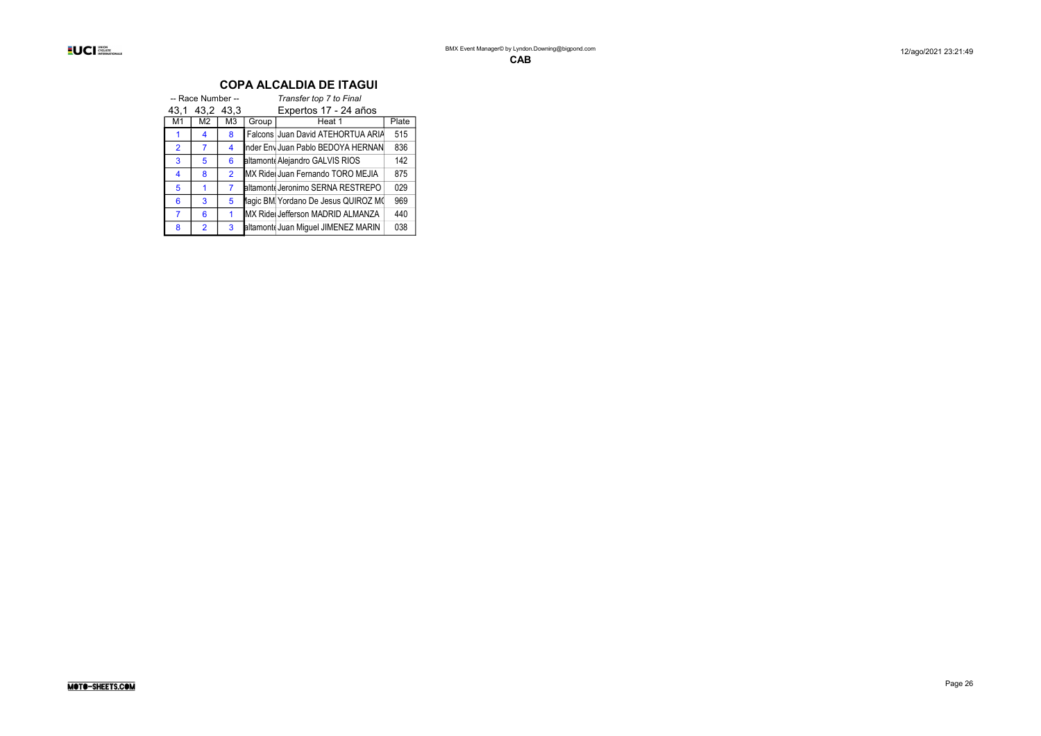**CAB**

## COPA ALCALDIA DE ITAGUI

-- Race Number --

*Transfer top 7 to Final*

| 43,1 | 43,2 | 43,3 | | Expertos 17 - 24 años | |
|---|---|---|---|---|---|
| M1 | M2 | M3 | Group | Heat 1 | Plate |
| 1 | 4 | 8 | Falcons | Juan David ATEHORTUA ARIA | 515 |
| 2 | 7 | 4 | nder Env | Juan Pablo BEDOYA HERNAN | 836 |
| 3 | 5 | 6 | altamonte | Alejandro GALVIS RIOS | 142 |
| 4 | 8 | 2 | MX Rider | Juan Fernando TORO MEJIA | 875 |
| 5 | 1 | 7 | altamonte | Jeronimo SERNA RESTREPO | 029 |
| 6 | 3 | 5 | Magic BM | Yordano De Jesus QUIROZ MO | 969 |
| 7 | 6 | 1 | MX Rider | Jefferson MADRID ALMANZA | 440 |
| 8 | 2 | 3 | altamonte | Juan Miguel JIMENEZ MARIN | 038 |